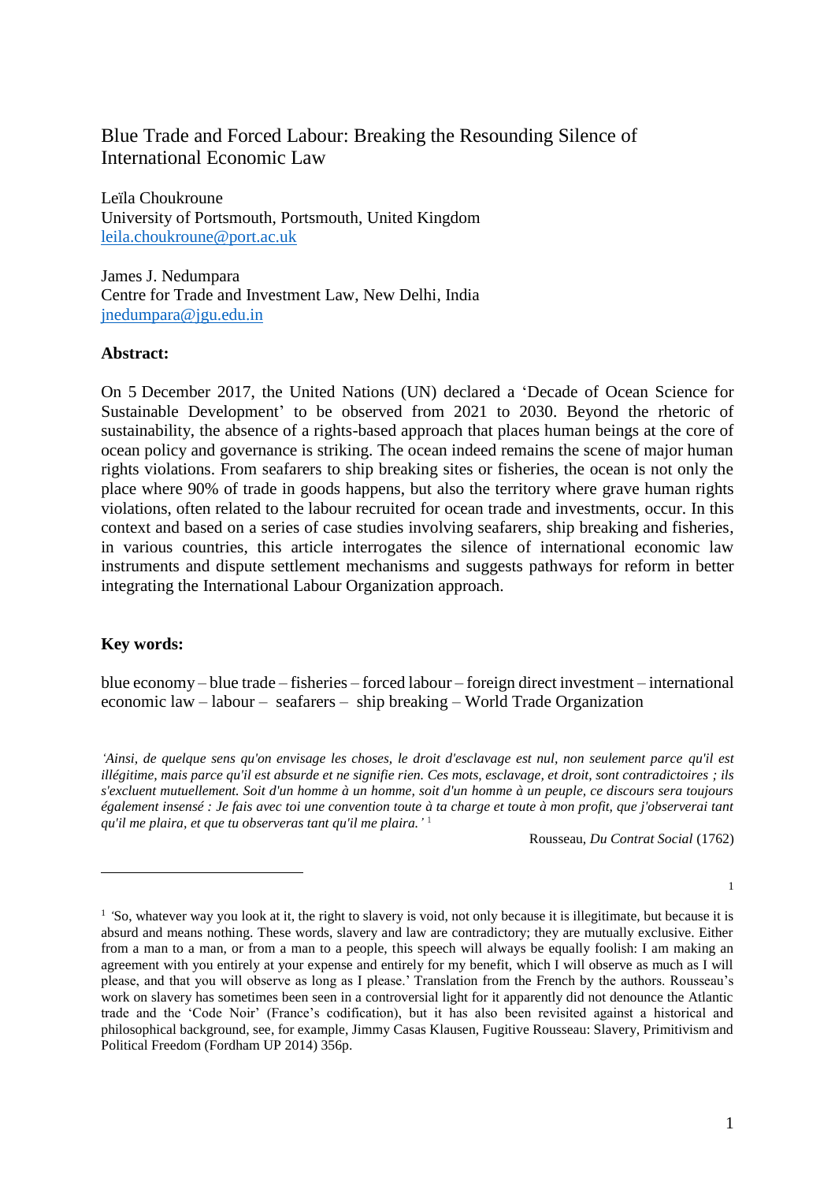# Blue Trade and Forced Labour: Breaking the Resounding Silence of International Economic Law

Leïla Choukroune
University of Portsmouth, Portsmouth, United Kingdom
leila.choukroune@port.ac.uk

James J. Nedumpara
Centre for Trade and Investment Law, New Delhi, India
jnedumpara@jgu.edu.in

**Abstract:**

On 5 December 2017, the United Nations (UN) declared a 'Decade of Ocean Science for Sustainable Development' to be observed from 2021 to 2030. Beyond the rhetoric of sustainability, the absence of a rights-based approach that places human beings at the core of ocean policy and governance is striking. The ocean indeed remains the scene of major human rights violations. From seafarers to ship breaking sites or fisheries, the ocean is not only the place where 90% of trade in goods happens, but also the territory where grave human rights violations, often related to the labour recruited for ocean trade and investments, occur. In this context and based on a series of case studies involving seafarers, ship breaking and fisheries, in various countries, this article interrogates the silence of international economic law instruments and dispute settlement mechanisms and suggests pathways for reform in better integrating the International Labour Organization approach.

**Key words:**

blue economy – blue trade – fisheries – forced labour – foreign direct investment – international economic law – labour – seafarers – ship breaking – World Trade Organization

*'Ainsi, de quelque sens qu'on envisage les choses, le droit d'esclavage est nul, non seulement parce qu'il est illégitime, mais parce qu'il est absurde et ne signifie rien. Ces mots, esclavage, et droit, sont contradictoires ; ils s'excluent mutuellement. Soit d'un homme à un homme, soit d'un homme à un peuple, ce discours sera toujours également insensé : Je fais avec toi une convention toute à ta charge et toute à mon profit, que j'observerai tant qu'il me plaira, et que tu observeras tant qu'il me plaira.'* [1]

Rousseau, *Du Contrat Social* (1762)

---

[1] 'So, whatever way you look at it, the right to slavery is void, not only because it is illegitimate, but because it is absurd and means nothing. These words, slavery and law are contradictory; they are mutually exclusive. Either from a man to a man, or from a man to a people, this speech will always be equally foolish: I am making an agreement with you entirely at your expense and entirely for my benefit, which I will observe as much as I will please, and that you will observe as long as I please.' Translation from the French by the authors. Rousseau's work on slavery has sometimes been seen in a controversial light for it apparently did not denounce the Atlantic trade and the 'Code Noir' (France's codification), but it has also been revisited against a historical and philosophical background, see, for example, Jimmy Casas Klausen, Fugitive Rousseau: Slavery, Primitivism and Political Freedom (Fordham UP 2014) 356p.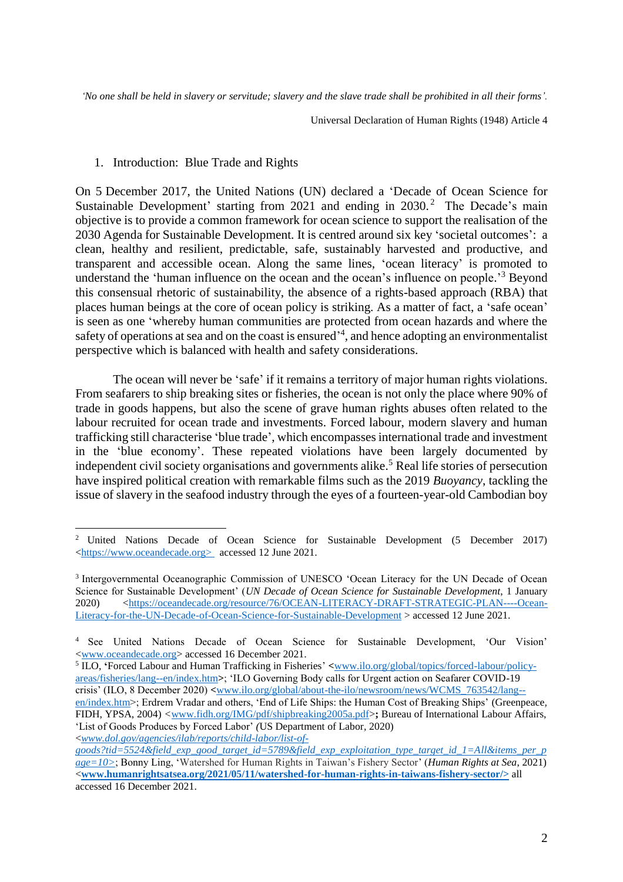*'No one shall be held in slavery or servitude; slavery and the slave trade shall be prohibited in all their forms'.*

Universal Declaration of Human Rights (1948) Article 4

## 1. Introduction: Blue Trade and Rights

On 5 December 2017, the United Nations (UN) declared a 'Decade of Ocean Science for Sustainable Development' starting from 2021 and ending in 2030.[2] The Decade's main objective is to provide a common framework for ocean science to support the realisation of the 2030 Agenda for Sustainable Development. It is centred around six key 'societal outcomes': a clean, healthy and resilient, predictable, safe, sustainably harvested and productive, and transparent and accessible ocean. Along the same lines, 'ocean literacy' is promoted to understand the 'human influence on the ocean and the ocean's influence on people.'[3] Beyond this consensual rhetoric of sustainability, the absence of a rights-based approach (RBA) that places human beings at the core of ocean policy is striking. As a matter of fact, a 'safe ocean' is seen as one 'whereby human communities are protected from ocean hazards and where the safety of operations at sea and on the coast is ensured'[4], and hence adopting an environmentalist perspective which is balanced with health and safety considerations.

The ocean will never be 'safe' if it remains a territory of major human rights violations. From seafarers to ship breaking sites or fisheries, the ocean is not only the place where 90% of trade in goods happens, but also the scene of grave human rights abuses often related to the labour recruited for ocean trade and investments. Forced labour, modern slavery and human trafficking still characterise 'blue trade', which encompasses international trade and investment in the 'blue economy'. These repeated violations have been largely documented by independent civil society organisations and governments alike.[5] Real life stories of persecution have inspired political creation with remarkable films such as the 2019 *Buoyancy*, tackling the issue of slavery in the seafood industry through the eyes of a fourteen-year-old Cambodian boy

---

[2] United Nations Decade of Ocean Science for Sustainable Development (5 December 2017) <https://www.oceandecade.org> accessed 12 June 2021.

[3] Intergovernmental Oceanographic Commission of UNESCO 'Ocean Literacy for the UN Decade of Ocean Science for Sustainable Development' (*UN Decade of Ocean Science for Sustainable Development*, 1 January 2020) <https://oceandecade.org/resource/76/OCEAN-LITERACY-DRAFT-STRATEGIC-PLAN----Ocean-Literacy-for-the-UN-Decade-of-Ocean-Science-for-Sustainable-Development > accessed 12 June 2021.

[4] See United Nations Decade of Ocean Science for Sustainable Development, 'Our Vision' <www.oceandecade.org> accessed 16 December 2021.

[5] ILO, 'Forced Labour and Human Trafficking in Fisheries' <www.ilo.org/global/topics/forced-labour/policy-areas/fisheries/lang--en/index.htm>; 'ILO Governing Body calls for Urgent action on Seafarer COVID-19 crisis' (ILO, 8 December 2020) <www.ilo.org/global/about-the-ilo/newsroom/news/WCMS_763542/lang--en/index.htm>; Erdrem Vradar and others, 'End of Life Ships: the Human Cost of Breaking Ships' (Greenpeace, FIDH, YPSA, 2004) <www.fidh.org/IMG/pdf/shipbreaking2005a.pdf>; Bureau of International Labour Affairs, 'List of Goods Produces by Forced Labor' *(*US Department of Labor, 2020) <*www.dol.gov/agencies/ilab/reports/child-labor/list-of-goods?tid=5524&field_exp_good_target_id=5789&field_exp_exploitation_type_target_id_1=All&items_per_page=10>*; Bonny Ling, 'Watershed for Human Rights in Taiwan's Fishery Sector' (*Human Rights at Sea*, 2021) <**www.humanrightsatsea.org/2021/05/11/watershed-for-human-rights-in-taiwans-fishery-sector/>** all accessed 16 December 2021.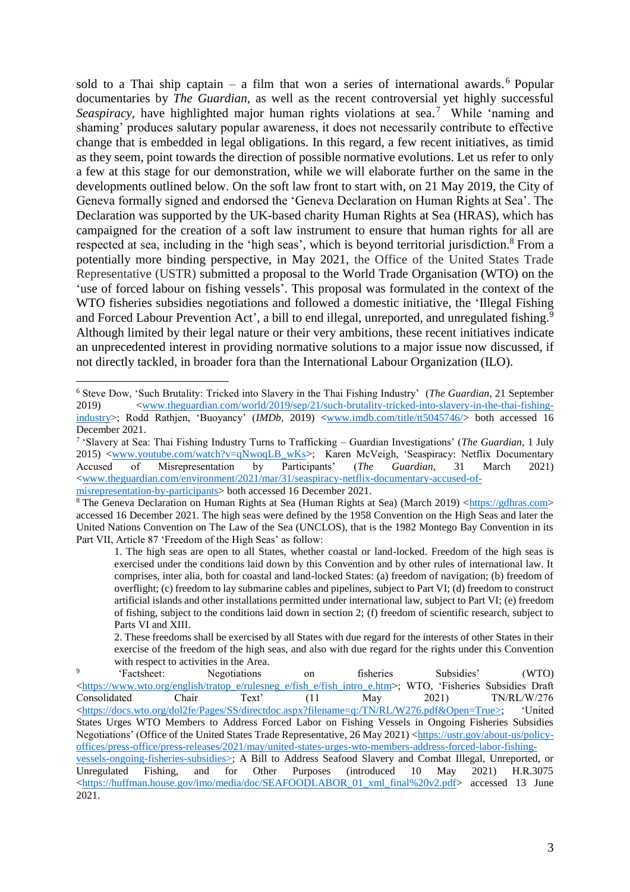sold to a Thai ship captain – a film that won a series of international awards.[6] Popular documentaries by *The Guardian*, as well as the recent controversial yet highly successful *Seaspiracy*, have highlighted major human rights violations at sea.[7] While 'naming and shaming' produces salutary popular awareness, it does not necessarily contribute to effective change that is embedded in legal obligations. In this regard, a few recent initiatives, as timid as they seem, point towards the direction of possible normative evolutions. Let us refer to only a few at this stage for our demonstration, while we will elaborate further on the same in the developments outlined below. On the soft law front to start with, on 21 May 2019, the City of Geneva formally signed and endorsed the 'Geneva Declaration on Human Rights at Sea'. The Declaration was supported by the UK-based charity Human Rights at Sea (HRAS), which has campaigned for the creation of a soft law instrument to ensure that human rights for all are respected at sea, including in the 'high seas', which is beyond territorial jurisdiction.[8] From a potentially more binding perspective, in May 2021, the Office of the United States Trade Representative (USTR) submitted a proposal to the World Trade Organisation (WTO) on the 'use of forced labour on fishing vessels'. This proposal was formulated in the context of the WTO fisheries subsidies negotiations and followed a domestic initiative, the 'Illegal Fishing and Forced Labour Prevention Act', a bill to end illegal, unreported, and unregulated fishing.[9] Although limited by their legal nature or their very ambitions, these recent initiatives indicate an unprecedented interest in providing normative solutions to a major issue now discussed, if not directly tackled, in broader fora than the International Labour Organization (ILO).

---

[6] Steve Dow, 'Such Brutality: Tricked into Slavery in the Thai Fishing Industry' (*The Guardian*, 21 September 2019) <www.theguardian.com/world/2019/sep/21/such-brutality-tricked-into-slavery-in-the-thai-fishing-industry>; Rodd Rathjen, 'Buoyancy' (*IMDb*, 2019) <www.imdb.com/title/tt5045746/> both accessed 16 December 2021.

[7] 'Slavery at Sea: Thai Fishing Industry Turns to Trafficking – Guardian Investigations' (*The Guardian*, 1 July 2015) <www.youtube.com/watch?v=qNwoqLB_wKs>; Karen McVeigh, 'Seaspiracy: Netflix Documentary Accused of Misrepresentation by Participants' (*The Guardian*, 31 March 2021) <www.theguardian.com/environment/2021/mar/31/seaspiracy-netflix-documentary-accused-of-misrepresentation-by-participants> both accessed 16 December 2021.

[8] The Geneva Declaration on Human Rights at Sea (Human Rights at Sea) (March 2019) <https://gdhras.com> accessed 16 December 2021. The high seas were defined by the 1958 Convention on the High Seas and later the United Nations Convention on The Law of the Sea (UNCLOS), that is the 1982 Montego Bay Convention in its Part VII, Article 87 'Freedom of the High Seas' as follow:

> 1. The high seas are open to all States, whether coastal or land-locked. Freedom of the high seas is exercised under the conditions laid down by this Convention and by other rules of international law. It comprises, inter alia, both for coastal and land-locked States: (a) freedom of navigation; (b) freedom of overflight; (c) freedom to lay submarine cables and pipelines, subject to Part VI; (d) freedom to construct artificial islands and other installations permitted under international law, subject to Part VI; (e) freedom of fishing, subject to the conditions laid down in section 2; (f) freedom of scientific research, subject to Parts VI and XIII.
>
> 2. These freedoms shall be exercised by all States with due regard for the interests of other States in their exercise of the freedom of the high seas, and also with due regard for the rights under this Convention with respect to activities in the Area.

[9] 'Factsheet: Negotiations on fisheries Subsidies' (WTO) <https://www.wto.org/english/tratop_e/rulesneg_e/fish_e/fish_intro_e.htm>; WTO, 'Fisheries Subsidies Draft Consolidated Chair Text' (11 May 2021) TN/RL/W/276 <https://docs.wto.org/dol2fe/Pages/SS/directdoc.aspx?filename=q:/TN/RL/W276.pdf&Open=True>; 'United States Urges WTO Members to Address Forced Labor on Fishing Vessels in Ongoing Fisheries Subsidies Negotiations' (Office of the United States Trade Representative, 26 May 2021) <https://ustr.gov/about-us/policy-offices/press-office/press-releases/2021/may/united-states-urges-wto-members-address-forced-labor-fishing-vessels-ongoing-fisheries-subsidies>; A Bill to Address Seafood Slavery and Combat Illegal, Unreported, or Unregulated Fishing, and for Other Purposes (introduced 10 May 2021) H.R.3075 <https://huffman.house.gov/imo/media/doc/SEAFOODLABOR_01_xml_final%20v2.pdf> accessed 13 June 2021.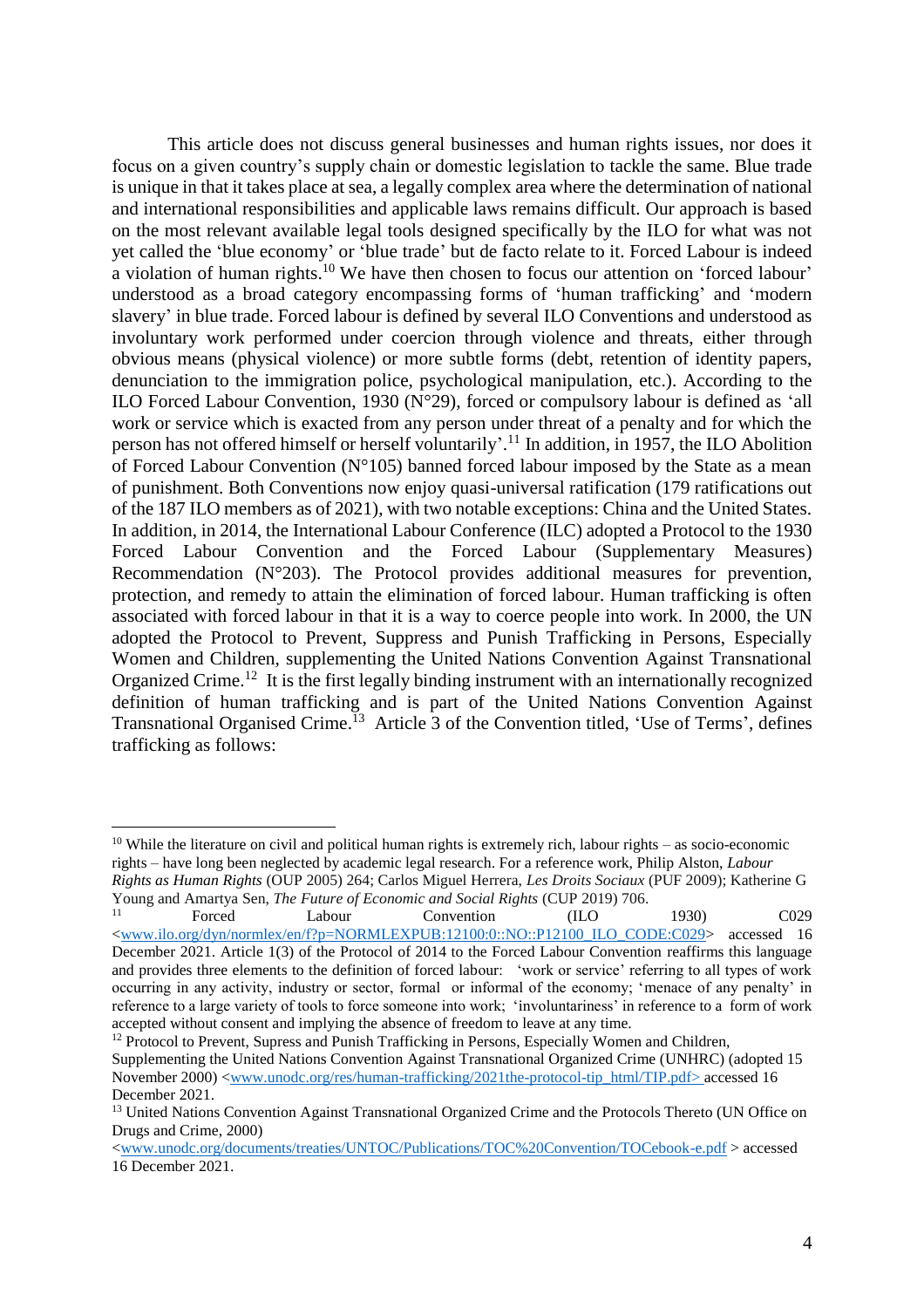This article does not discuss general businesses and human rights issues, nor does it focus on a given country's supply chain or domestic legislation to tackle the same. Blue trade is unique in that it takes place at sea, a legally complex area where the determination of national and international responsibilities and applicable laws remains difficult. Our approach is based on the most relevant available legal tools designed specifically by the ILO for what was not yet called the 'blue economy' or 'blue trade' but de facto relate to it. Forced Labour is indeed a violation of human rights.[10] We have then chosen to focus our attention on 'forced labour' understood as a broad category encompassing forms of 'human trafficking' and 'modern slavery' in blue trade. Forced labour is defined by several ILO Conventions and understood as involuntary work performed under coercion through violence and threats, either through obvious means (physical violence) or more subtle forms (debt, retention of identity papers, denunciation to the immigration police, psychological manipulation, etc.). According to the ILO Forced Labour Convention, 1930 (N°29), forced or compulsory labour is defined as 'all work or service which is exacted from any person under threat of a penalty and for which the person has not offered himself or herself voluntarily'.[11] In addition, in 1957, the ILO Abolition of Forced Labour Convention (N°105) banned forced labour imposed by the State as a mean of punishment. Both Conventions now enjoy quasi-universal ratification (179 ratifications out of the 187 ILO members as of 2021), with two notable exceptions: China and the United States. In addition, in 2014, the International Labour Conference (ILC) adopted a Protocol to the 1930 Forced Labour Convention and the Forced Labour (Supplementary Measures) Recommendation (N°203). The Protocol provides additional measures for prevention, protection, and remedy to attain the elimination of forced labour. Human trafficking is often associated with forced labour in that it is a way to coerce people into work. In 2000, the UN adopted the Protocol to Prevent, Suppress and Punish Trafficking in Persons, Especially Women and Children, supplementing the United Nations Convention Against Transnational Organized Crime.[12] It is the first legally binding instrument with an internationally recognized definition of human trafficking and is part of the United Nations Convention Against Transnational Organised Crime.[13] Article 3 of the Convention titled, 'Use of Terms', defines trafficking as follows:

---

[10] While the literature on civil and political human rights is extremely rich, labour rights – as socio-economic rights – have long been neglected by academic legal research. For a reference work, Philip Alston, *Labour Rights as Human Rights* (OUP 2005) 264; Carlos Miguel Herrera, *Les Droits Sociaux* (PUF 2009); Katherine G Young and Amartya Sen, *The Future of Economic and Social Rights* (CUP 2019) 706.

[11] Forced Labour Convention (ILO 1930) C029 <www.ilo.org/dyn/normlex/en/f?p=NORMLEXPUB:12100:0::NO::P12100_ILO_CODE:C029> accessed 16 December 2021. Article 1(3) of the Protocol of 2014 to the Forced Labour Convention reaffirms this language and provides three elements to the definition of forced labour: 'work or service' referring to all types of work occurring in any activity, industry or sector, formal or informal of the economy; 'menace of any penalty' in reference to a large variety of tools to force someone into work; 'involuntariness' in reference to a form of work accepted without consent and implying the absence of freedom to leave at any time.

[12] Protocol to Prevent, Supress and Punish Trafficking in Persons, Especially Women and Children, Supplementing the United Nations Convention Against Transnational Organized Crime (UNHRC) (adopted 15 November 2000) <www.unodc.org/res/human-trafficking/2021the-protocol-tip_html/TIP.pdf> accessed 16 December 2021.

[13] United Nations Convention Against Transnational Organized Crime and the Protocols Thereto (UN Office on Drugs and Crime, 2000) <www.unodc.org/documents/treaties/UNTOC/Publications/TOC%20Convention/TOCebook-e.pdf > accessed 16 December 2021.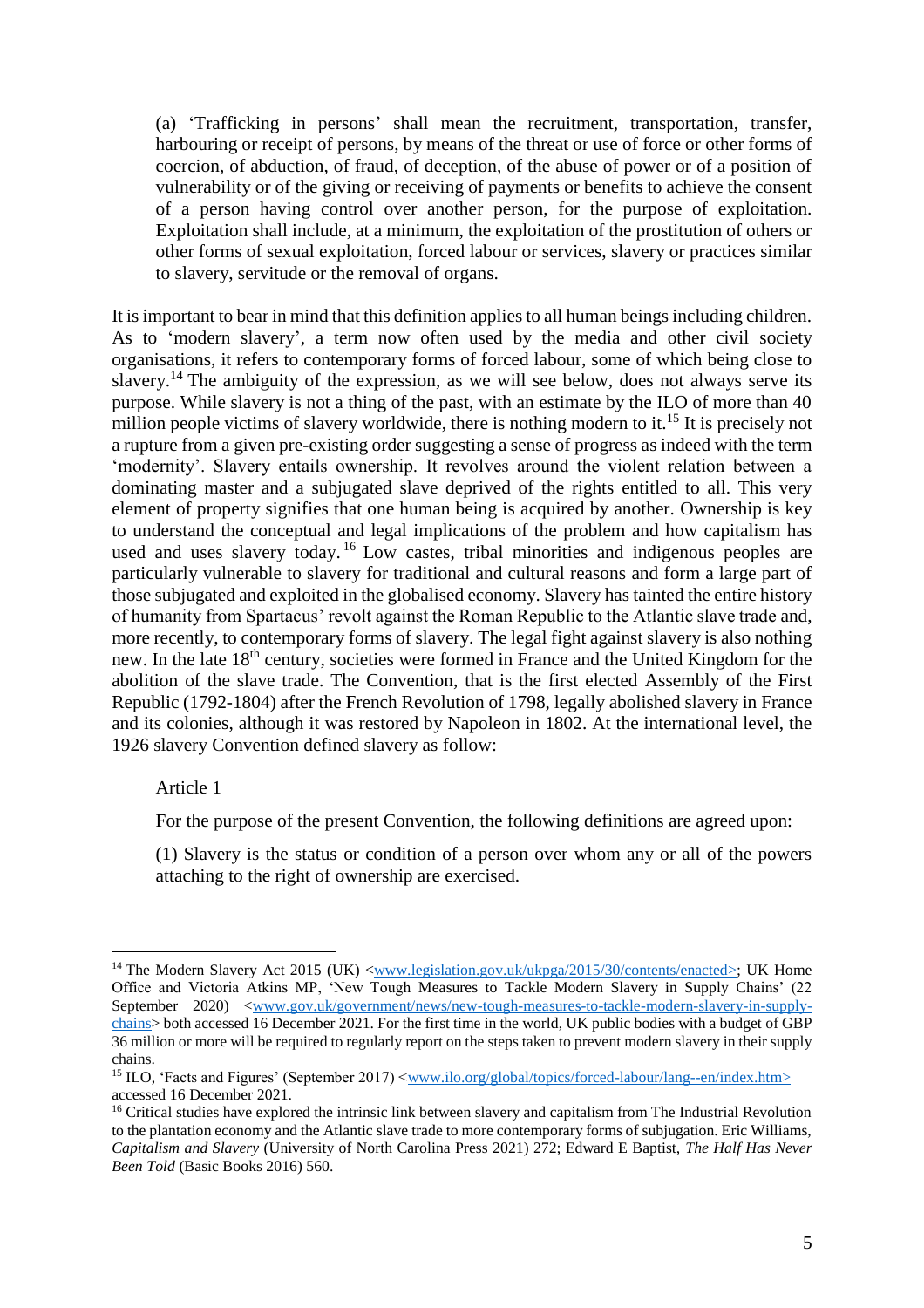> (a) 'Trafficking in persons' shall mean the recruitment, transportation, transfer, harbouring or receipt of persons, by means of the threat or use of force or other forms of coercion, of abduction, of fraud, of deception, of the abuse of power or of a position of vulnerability or of the giving or receiving of payments or benefits to achieve the consent of a person having control over another person, for the purpose of exploitation. Exploitation shall include, at a minimum, the exploitation of the prostitution of others or other forms of sexual exploitation, forced labour or services, slavery or practices similar to slavery, servitude or the removal of organs.

It is important to bear in mind that this definition applies to all human beings including children. As to 'modern slavery', a term now often used by the media and other civil society organisations, it refers to contemporary forms of forced labour, some of which being close to slavery.[14] The ambiguity of the expression, as we will see below, does not always serve its purpose. While slavery is not a thing of the past, with an estimate by the ILO of more than 40 million people victims of slavery worldwide, there is nothing modern to it.[15] It is precisely not a rupture from a given pre-existing order suggesting a sense of progress as indeed with the term 'modernity'. Slavery entails ownership. It revolves around the violent relation between a dominating master and a subjugated slave deprived of the rights entitled to all. This very element of property signifies that one human being is acquired by another. Ownership is key to understand the conceptual and legal implications of the problem and how capitalism has used and uses slavery today.[16] Low castes, tribal minorities and indigenous peoples are particularly vulnerable to slavery for traditional and cultural reasons and form a large part of those subjugated and exploited in the globalised economy. Slavery has tainted the entire history of humanity from Spartacus' revolt against the Roman Republic to the Atlantic slave trade and, more recently, to contemporary forms of slavery. The legal fight against slavery is also nothing new. In the late 18th century, societies were formed in France and the United Kingdom for the abolition of the slave trade. The Convention, that is the first elected Assembly of the First Republic (1792-1804) after the French Revolution of 1798, legally abolished slavery in France and its colonies, although it was restored by Napoleon in 1802. At the international level, the 1926 slavery Convention defined slavery as follow:

> Article 1
>
> For the purpose of the present Convention, the following definitions are agreed upon:
>
> (1) Slavery is the status or condition of a person over whom any or all of the powers attaching to the right of ownership are exercised.

---

[14] The Modern Slavery Act 2015 (UK) <www.legislation.gov.uk/ukpga/2015/30/contents/enacted>; UK Home Office and Victoria Atkins MP, 'New Tough Measures to Tackle Modern Slavery in Supply Chains' (22 September 2020) <www.gov.uk/government/news/new-tough-measures-to-tackle-modern-slavery-in-supply-chains> both accessed 16 December 2021. For the first time in the world, UK public bodies with a budget of GBP 36 million or more will be required to regularly report on the steps taken to prevent modern slavery in their supply chains.

[15] ILO, 'Facts and Figures' (September 2017) <www.ilo.org/global/topics/forced-labour/lang--en/index.htm> accessed 16 December 2021.

[16] Critical studies have explored the intrinsic link between slavery and capitalism from The Industrial Revolution to the plantation economy and the Atlantic slave trade to more contemporary forms of subjugation. Eric Williams, *Capitalism and Slavery* (University of North Carolina Press 2021) 272; Edward E Baptist, *The Half Has Never Been Told* (Basic Books 2016) 560.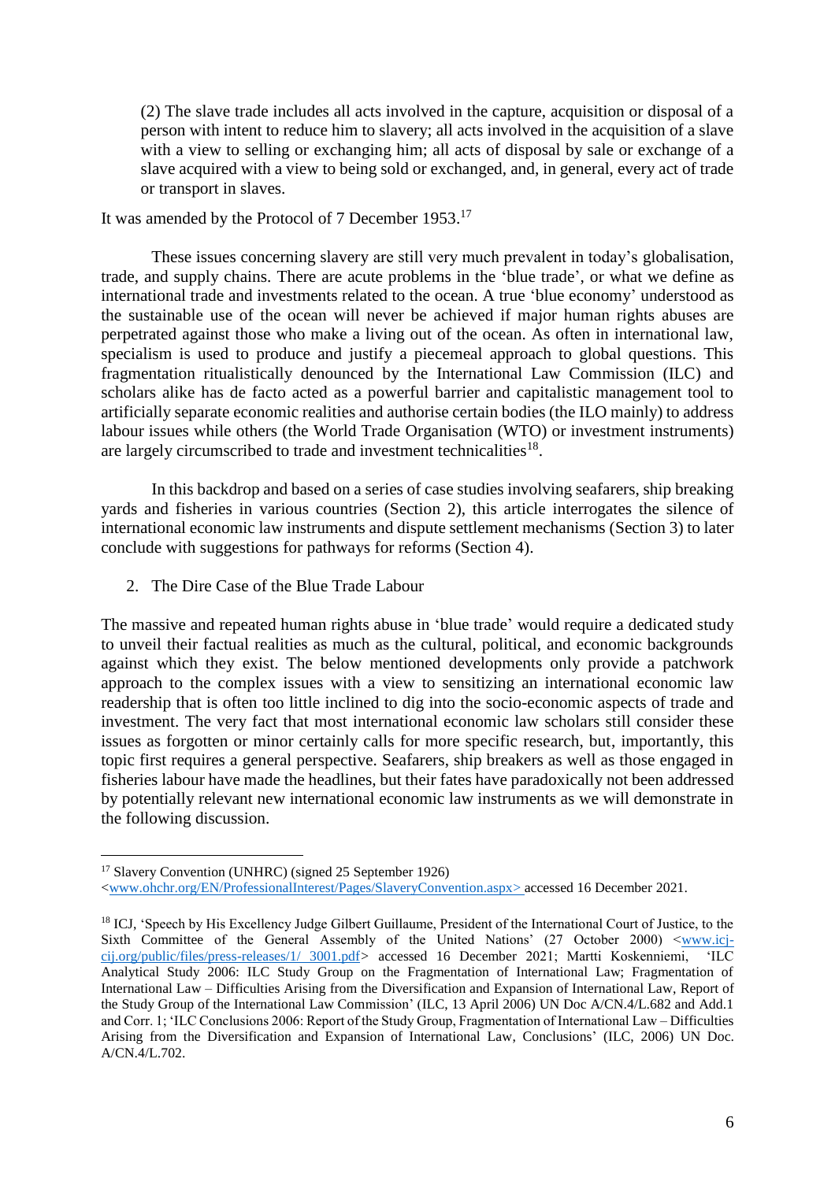(2) The slave trade includes all acts involved in the capture, acquisition or disposal of a person with intent to reduce him to slavery; all acts involved in the acquisition of a slave with a view to selling or exchanging him; all acts of disposal by sale or exchange of a slave acquired with a view to being sold or exchanged, and, in general, every act of trade or transport in slaves.

It was amended by the Protocol of 7 December 1953.[17]

These issues concerning slavery are still very much prevalent in today's globalisation, trade, and supply chains. There are acute problems in the 'blue trade', or what we define as international trade and investments related to the ocean. A true 'blue economy' understood as the sustainable use of the ocean will never be achieved if major human rights abuses are perpetrated against those who make a living out of the ocean. As often in international law, specialism is used to produce and justify a piecemeal approach to global questions. This fragmentation ritualistically denounced by the International Law Commission (ILC) and scholars alike has de facto acted as a powerful barrier and capitalistic management tool to artificially separate economic realities and authorise certain bodies (the ILO mainly) to address labour issues while others (the World Trade Organisation (WTO) or investment instruments) are largely circumscribed to trade and investment technicalities[18].

In this backdrop and based on a series of case studies involving seafarers, ship breaking yards and fisheries in various countries (Section 2), this article interrogates the silence of international economic law instruments and dispute settlement mechanisms (Section 3) to later conclude with suggestions for pathways for reforms (Section 4).

## 2. The Dire Case of the Blue Trade Labour

The massive and repeated human rights abuse in 'blue trade' would require a dedicated study to unveil their factual realities as much as the cultural, political, and economic backgrounds against which they exist. The below mentioned developments only provide a patchwork approach to the complex issues with a view to sensitizing an international economic law readership that is often too little inclined to dig into the socio-economic aspects of trade and investment. The very fact that most international economic law scholars still consider these issues as forgotten or minor certainly calls for more specific research, but, importantly, this topic first requires a general perspective. Seafarers, ship breakers as well as those engaged in fisheries labour have made the headlines, but their fates have paradoxically not been addressed by potentially relevant new international economic law instruments as we will demonstrate in the following discussion.

---

[17] Slavery Convention (UNHRC) (signed 25 September 1926) <www.ohchr.org/EN/ProfessionalInterest/Pages/SlaveryConvention.aspx> accessed 16 December 2021.

[18] ICJ, 'Speech by His Excellency Judge Gilbert Guillaume, President of the International Court of Justice, to the Sixth Committee of the General Assembly of the United Nations' (27 October 2000) <www.icj-cij.org/public/files/press-releases/1/ 3001.pdf> accessed 16 December 2021; Martti Koskenniemi, 'ILC Analytical Study 2006: ILC Study Group on the Fragmentation of International Law; Fragmentation of International Law – Difficulties Arising from the Diversification and Expansion of International Law, Report of the Study Group of the International Law Commission' (ILC, 13 April 2006) UN Doc A/CN.4/L.682 and Add.1 and Corr. 1; 'ILC Conclusions 2006: Report of the Study Group, Fragmentation of International Law – Difficulties Arising from the Diversification and Expansion of International Law, Conclusions' (ILC, 2006) UN Doc. A/CN.4/L.702.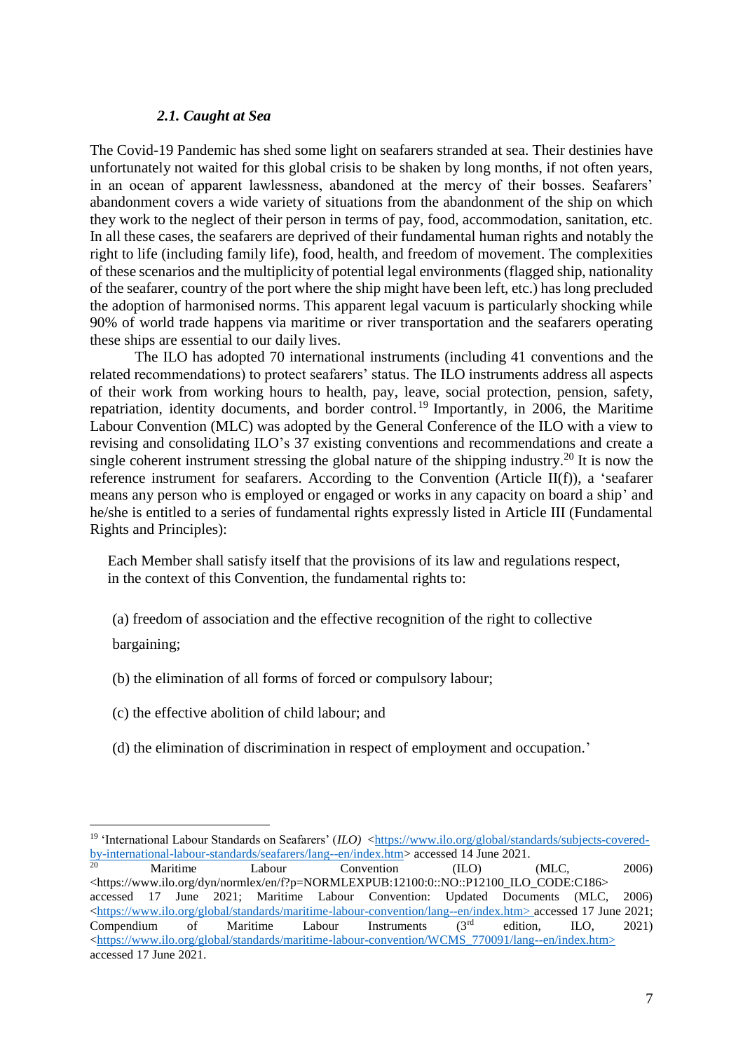### *2.1. Caught at Sea*

The Covid-19 Pandemic has shed some light on seafarers stranded at sea. Their destinies have unfortunately not waited for this global crisis to be shaken by long months, if not often years, in an ocean of apparent lawlessness, abandoned at the mercy of their bosses. Seafarers' abandonment covers a wide variety of situations from the abandonment of the ship on which they work to the neglect of their person in terms of pay, food, accommodation, sanitation, etc. In all these cases, the seafarers are deprived of their fundamental human rights and notably the right to life (including family life), food, health, and freedom of movement. The complexities of these scenarios and the multiplicity of potential legal environments (flagged ship, nationality of the seafarer, country of the port where the ship might have been left, etc.) has long precluded the adoption of harmonised norms. This apparent legal vacuum is particularly shocking while 90% of world trade happens via maritime or river transportation and the seafarers operating these ships are essential to our daily lives.

The ILO has adopted 70 international instruments (including 41 conventions and the related recommendations) to protect seafarers' status. The ILO instruments address all aspects of their work from working hours to health, pay, leave, social protection, pension, safety, repatriation, identity documents, and border control.[19] Importantly, in 2006, the Maritime Labour Convention (MLC) was adopted by the General Conference of the ILO with a view to revising and consolidating ILO's 37 existing conventions and recommendations and create a single coherent instrument stressing the global nature of the shipping industry.[20] It is now the reference instrument for seafarers. According to the Convention (Article II(f)), a 'seafarer means any person who is employed or engaged or works in any capacity on board a ship' and he/she is entitled to a series of fundamental rights expressly listed in Article III (Fundamental Rights and Principles):

> Each Member shall satisfy itself that the provisions of its law and regulations respect, in the context of this Convention, the fundamental rights to:
>
> (a) freedom of association and the effective recognition of the right to collective bargaining;
>
> (b) the elimination of all forms of forced or compulsory labour;
>
> (c) the effective abolition of child labour; and
>
> (d) the elimination of discrimination in respect of employment and occupation.'

---

[19] 'International Labour Standards on Seafarers' (*ILO*) <https://www.ilo.org/global/standards/subjects-covered-by-international-labour-standards/seafarers/lang--en/index.htm> accessed 14 June 2021.

[20] Maritime Labour Convention (ILO) (MLC, 2006) <https://www.ilo.org/dyn/normlex/en/f?p=NORMLEXPUB:12100:0::NO::P12100_ILO_CODE:C186> accessed 17 June 2021; Maritime Labour Convention: Updated Documents (MLC, 2006) <https://www.ilo.org/global/standards/maritime-labour-convention/lang--en/index.htm> accessed 17 June 2021; Compendium of Maritime Labour Instruments (3rd edition, ILO, 2021) <https://www.ilo.org/global/standards/maritime-labour-convention/WCMS_770091/lang--en/index.htm> accessed 17 June 2021.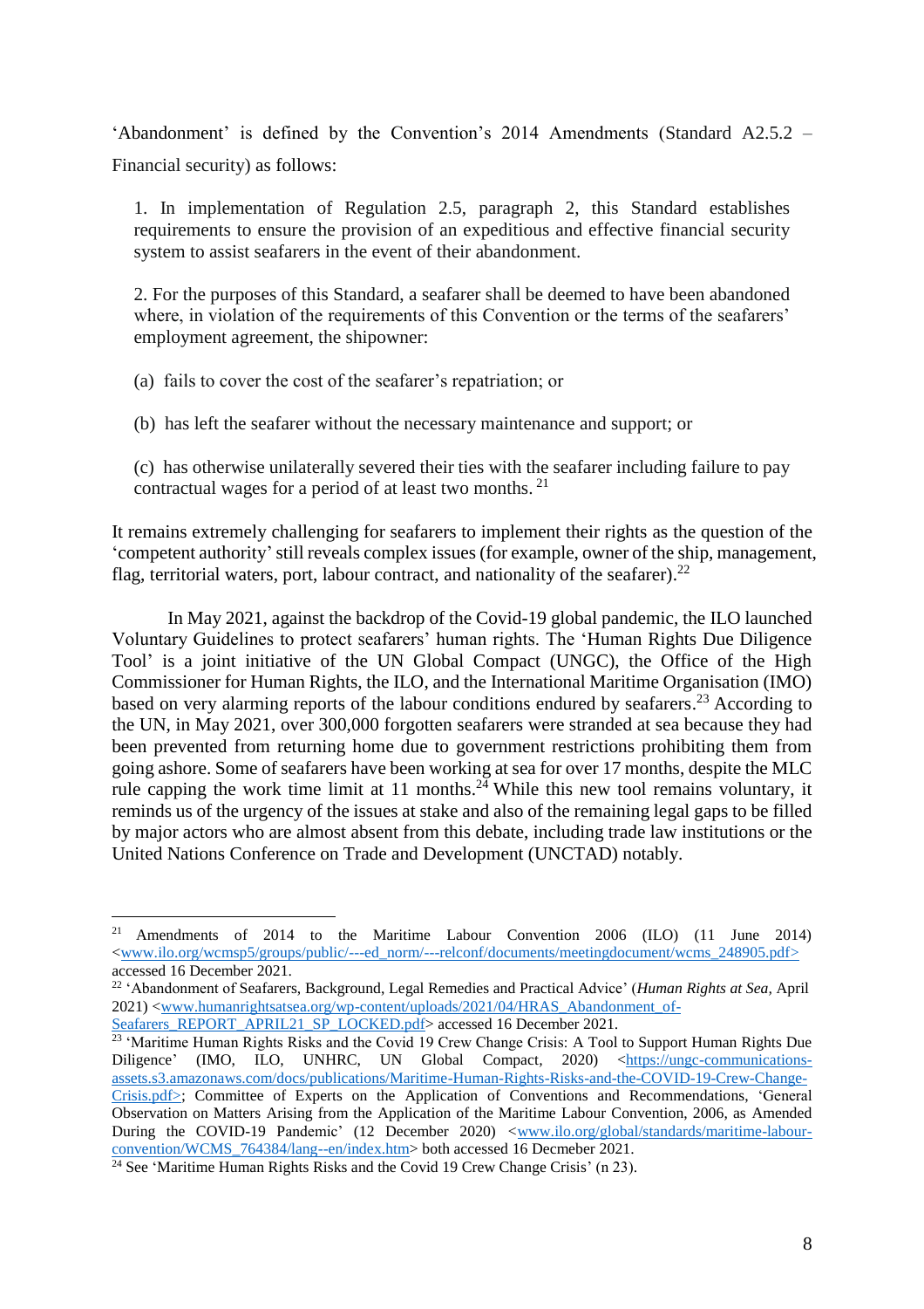'Abandonment' is defined by the Convention's 2014 Amendments (Standard A2.5.2 – Financial security) as follows:

> 1. In implementation of Regulation 2.5, paragraph 2, this Standard establishes requirements to ensure the provision of an expeditious and effective financial security system to assist seafarers in the event of their abandonment.
>
> 2. For the purposes of this Standard, a seafarer shall be deemed to have been abandoned where, in violation of the requirements of this Convention or the terms of the seafarers' employment agreement, the shipowner:
>
> (a) fails to cover the cost of the seafarer's repatriation; or
>
> (b) has left the seafarer without the necessary maintenance and support; or
>
> (c) has otherwise unilaterally severed their ties with the seafarer including failure to pay contractual wages for a period of at least two months. [21]

It remains extremely challenging for seafarers to implement their rights as the question of the 'competent authority' still reveals complex issues (for example, owner of the ship, management, flag, territorial waters, port, labour contract, and nationality of the seafarer).[22]

In May 2021, against the backdrop of the Covid-19 global pandemic, the ILO launched Voluntary Guidelines to protect seafarers' human rights. The 'Human Rights Due Diligence Tool' is a joint initiative of the UN Global Compact (UNGC), the Office of the High Commissioner for Human Rights, the ILO, and the International Maritime Organisation (IMO) based on very alarming reports of the labour conditions endured by seafarers.[23] According to the UN, in May 2021, over 300,000 forgotten seafarers were stranded at sea because they had been prevented from returning home due to government restrictions prohibiting them from going ashore. Some of seafarers have been working at sea for over 17 months, despite the MLC rule capping the work time limit at 11 months.[24] While this new tool remains voluntary, it reminds us of the urgency of the issues at stake and also of the remaining legal gaps to be filled by major actors who are almost absent from this debate, including trade law institutions or the United Nations Conference on Trade and Development (UNCTAD) notably.

---

[21] Amendments of 2014 to the Maritime Labour Convention 2006 (ILO) (11 June 2014) <www.ilo.org/wcmsp5/groups/public/---ed_norm/---relconf/documents/meetingdocument/wcms_248905.pdf> accessed 16 December 2021.

[22] 'Abandonment of Seafarers, Background, Legal Remedies and Practical Advice' (*Human Rights at Sea*, April 2021) <www.humanrightsatsea.org/wp-content/uploads/2021/04/HRAS_Abandonment_of-Seafarers_REPORT_APRIL21_SP_LOCKED.pdf> accessed 16 December 2021.

[23] 'Maritime Human Rights Risks and the Covid 19 Crew Change Crisis: A Tool to Support Human Rights Due Diligence' (IMO, ILO, UNHRC, UN Global Compact, 2020) <https://ungc-communications-assets.s3.amazonaws.com/docs/publications/Maritime-Human-Rights-Risks-and-the-COVID-19-Crew-Change-Crisis.pdf>; Committee of Experts on the Application of Conventions and Recommendations, 'General Observation on Matters Arising from the Application of the Maritime Labour Convention, 2006, as Amended During the COVID-19 Pandemic' (12 December 2020) <www.ilo.org/global/standards/maritime-labour-convention/WCMS_764384/lang--en/index.htm> both accessed 16 Decmeber 2021.

[24] See 'Maritime Human Rights Risks and the Covid 19 Crew Change Crisis' (n 23).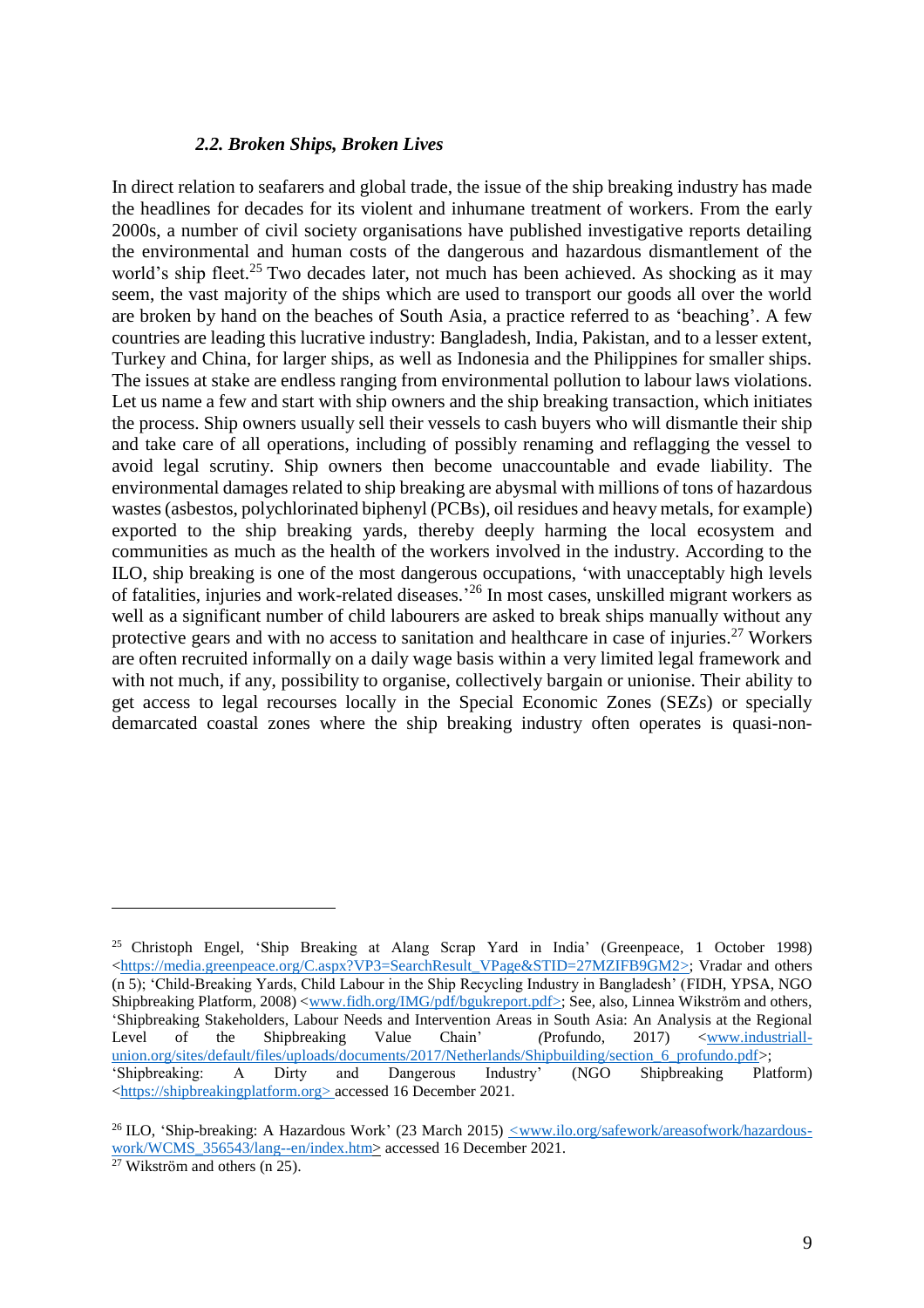### *2.2. Broken Ships, Broken Lives*

In direct relation to seafarers and global trade, the issue of the ship breaking industry has made the headlines for decades for its violent and inhumane treatment of workers. From the early 2000s, a number of civil society organisations have published investigative reports detailing the environmental and human costs of the dangerous and hazardous dismantlement of the world's ship fleet.[25] Two decades later, not much has been achieved. As shocking as it may seem, the vast majority of the ships which are used to transport our goods all over the world are broken by hand on the beaches of South Asia, a practice referred to as 'beaching'. A few countries are leading this lucrative industry: Bangladesh, India, Pakistan, and to a lesser extent, Turkey and China, for larger ships, as well as Indonesia and the Philippines for smaller ships. The issues at stake are endless ranging from environmental pollution to labour laws violations. Let us name a few and start with ship owners and the ship breaking transaction, which initiates the process. Ship owners usually sell their vessels to cash buyers who will dismantle their ship and take care of all operations, including of possibly renaming and reflagging the vessel to avoid legal scrutiny. Ship owners then become unaccountable and evade liability. The environmental damages related to ship breaking are abysmal with millions of tons of hazardous wastes (asbestos, polychlorinated biphenyl (PCBs), oil residues and heavy metals, for example) exported to the ship breaking yards, thereby deeply harming the local ecosystem and communities as much as the health of the workers involved in the industry. According to the ILO, ship breaking is one of the most dangerous occupations, 'with unacceptably high levels of fatalities, injuries and work-related diseases.'[26] In most cases, unskilled migrant workers as well as a significant number of child labourers are asked to break ships manually without any protective gears and with no access to sanitation and healthcare in case of injuries.[27] Workers are often recruited informally on a daily wage basis within a very limited legal framework and with not much, if any, possibility to organise, collectively bargain or unionise. Their ability to get access to legal recourses locally in the Special Economic Zones (SEZs) or specially demarcated coastal zones where the ship breaking industry often operates is quasi-non-

---

[25] Christoph Engel, 'Ship Breaking at Alang Scrap Yard in India' (Greenpeace, 1 October 1998) <https://media.greenpeace.org/C.aspx?VP3=SearchResult_VPage&STID=27MZIFB9GM2>; Vradar and others (n 5); 'Child-Breaking Yards, Child Labour in the Ship Recycling Industry in Bangladesh' (FIDH, YPSA, NGO Shipbreaking Platform, 2008) <www.fidh.org/IMG/pdf/bgukreport.pdf>; See, also, Linnea Wikström and others, 'Shipbreaking Stakeholders, Labour Needs and Intervention Areas in South Asia: An Analysis at the Regional Level of the Shipbreaking Value Chain' (Profundo, 2017) <www.industriall-union.org/sites/default/files/uploads/documents/2017/Netherlands/Shipbuilding/section_6_profundo.pdf>; 'Shipbreaking: A Dirty and Dangerous Industry' (NGO Shipbreaking Platform) <https://shipbreakingplatform.org> accessed 16 December 2021.

[26] ILO, 'Ship-breaking: A Hazardous Work' (23 March 2015) <www.ilo.org/safework/areasofwork/hazardous-work/WCMS_356543/lang--en/index.htm> accessed 16 December 2021.

[27] Wikström and others (n 25).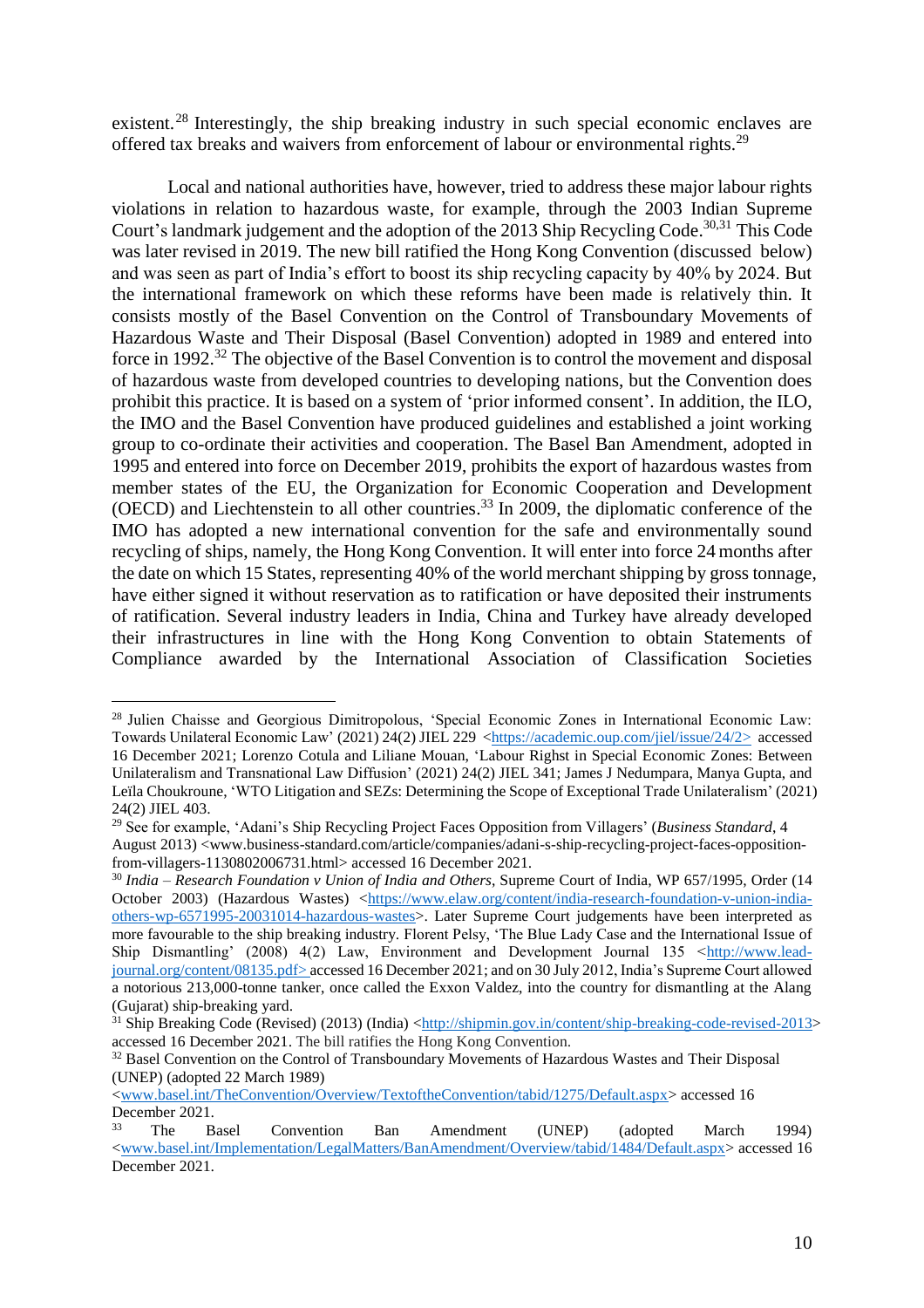existent.[28] Interestingly, the ship breaking industry in such special economic enclaves are offered tax breaks and waivers from enforcement of labour or environmental rights.[29]

Local and national authorities have, however, tried to address these major labour rights violations in relation to hazardous waste, for example, through the 2003 Indian Supreme Court's landmark judgement and the adoption of the 2013 Ship Recycling Code.[30,31] This Code was later revised in 2019. The new bill ratified the Hong Kong Convention (discussed below) and was seen as part of India's effort to boost its ship recycling capacity by 40% by 2024. But the international framework on which these reforms have been made is relatively thin. It consists mostly of the Basel Convention on the Control of Transboundary Movements of Hazardous Waste and Their Disposal (Basel Convention) adopted in 1989 and entered into force in 1992.[32] The objective of the Basel Convention is to control the movement and disposal of hazardous waste from developed countries to developing nations, but the Convention does prohibit this practice. It is based on a system of 'prior informed consent'. In addition, the ILO, the IMO and the Basel Convention have produced guidelines and established a joint working group to co-ordinate their activities and cooperation. The Basel Ban Amendment, adopted in 1995 and entered into force on December 2019, prohibits the export of hazardous wastes from member states of the EU, the Organization for Economic Cooperation and Development (OECD) and Liechtenstein to all other countries.[33] In 2009, the diplomatic conference of the IMO has adopted a new international convention for the safe and environmentally sound recycling of ships, namely, the Hong Kong Convention. It will enter into force 24 months after the date on which 15 States, representing 40% of the world merchant shipping by gross tonnage, have either signed it without reservation as to ratification or have deposited their instruments of ratification. Several industry leaders in India, China and Turkey have already developed their infrastructures in line with the Hong Kong Convention to obtain Statements of Compliance awarded by the International Association of Classification Societies

---

[28] Julien Chaisse and Georgious Dimitropolous, 'Special Economic Zones in International Economic Law: Towards Unilateral Economic Law' (2021) 24(2) JIEL 229 <https://academic.oup.com/jiel/issue/24/2> accessed 16 December 2021; Lorenzo Cotula and Liliane Mouan, 'Labour Righst in Special Economic Zones: Between Unilateralism and Transnational Law Diffusion' (2021) 24(2) JIEL 341; James J Nedumpara, Manya Gupta, and Leïla Choukroune, 'WTO Litigation and SEZs: Determining the Scope of Exceptional Trade Unilateralism' (2021) 24(2) JIEL 403.

[29] See for example, 'Adani's Ship Recycling Project Faces Opposition from Villagers' (*Business Standard*, 4 August 2013) <www.business-standard.com/article/companies/adani-s-ship-recycling-project-faces-opposition-from-villagers-1130802006731.html> accessed 16 December 2021.

[30] *India – Research Foundation v Union of India and Others*, Supreme Court of India, WP 657/1995, Order (14 October 2003) (Hazardous Wastes) <https://www.elaw.org/content/india-research-foundation-v-union-india-others-wp-6571995-20031014-hazardous-wastes>. Later Supreme Court judgements have been interpreted as more favourable to the ship breaking industry. Florent Pelsy, 'The Blue Lady Case and the International Issue of Ship Dismantling' (2008) 4(2) Law, Environment and Development Journal 135 <http://www.lead-journal.org/content/08135.pdf> accessed 16 December 2021; and on 30 July 2012, India's Supreme Court allowed a notorious 213,000-tonne tanker, once called the Exxon Valdez, into the country for dismantling at the Alang (Gujarat) ship-breaking yard.

[31] Ship Breaking Code (Revised) (2013) (India) <http://shipmin.gov.in/content/ship-breaking-code-revised-2013> accessed 16 December 2021. The bill ratifies the Hong Kong Convention.

[32] Basel Convention on the Control of Transboundary Movements of Hazardous Wastes and Their Disposal (UNEP) (adopted 22 March 1989) <www.basel.int/TheConvention/Overview/TextoftheConvention/tabid/1275/Default.aspx> accessed 16 December 2021.

[33] The Basel Convention Ban Amendment (UNEP) (adopted March 1994) <www.basel.int/Implementation/LegalMatters/BanAmendment/Overview/tabid/1484/Default.aspx> accessed 16 December 2021.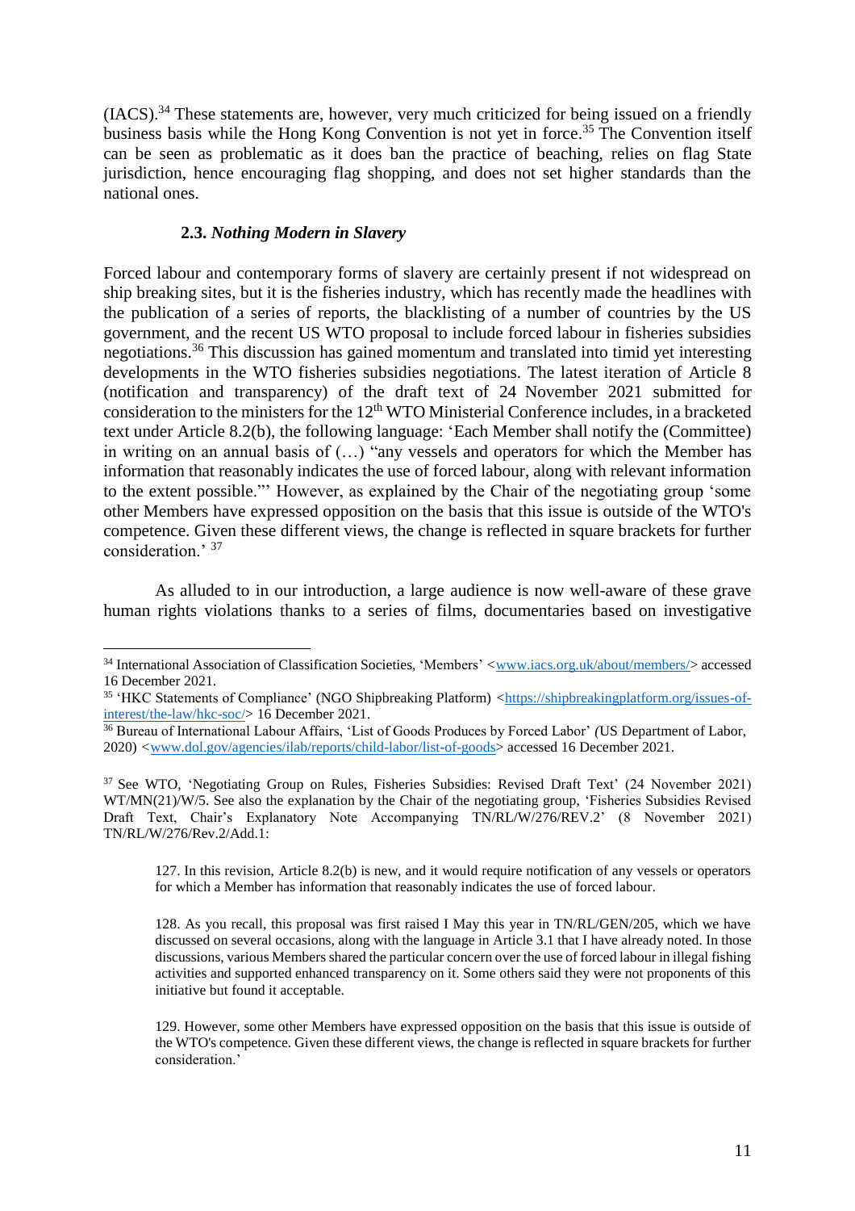(IACS).[34] These statements are, however, very much criticized for being issued on a friendly business basis while the Hong Kong Convention is not yet in force.[35] The Convention itself can be seen as problematic as it does ban the practice of beaching, relies on flag State jurisdiction, hence encouraging flag shopping, and does not set higher standards than the national ones.

### 2.3. *Nothing Modern in Slavery*

Forced labour and contemporary forms of slavery are certainly present if not widespread on ship breaking sites, but it is the fisheries industry, which has recently made the headlines with the publication of a series of reports, the blacklisting of a number of countries by the US government, and the recent US WTO proposal to include forced labour in fisheries subsidies negotiations.[36] This discussion has gained momentum and translated into timid yet interesting developments in the WTO fisheries subsidies negotiations. The latest iteration of Article 8 (notification and transparency) of the draft text of 24 November 2021 submitted for consideration to the ministers for the 12th WTO Ministerial Conference includes, in a bracketed text under Article 8.2(b), the following language: 'Each Member shall notify the (Committee) in writing on an annual basis of (…) "any vessels and operators for which the Member has information that reasonably indicates the use of forced labour, along with relevant information to the extent possible."' However, as explained by the Chair of the negotiating group 'some other Members have expressed opposition on the basis that this issue is outside of the WTO's competence. Given these different views, the change is reflected in square brackets for further consideration.' [37]

As alluded to in our introduction, a large audience is now well-aware of these grave human rights violations thanks to a series of films, documentaries based on investigative

---

[34] International Association of Classification Societies, 'Members' <www.iacs.org.uk/about/members/> accessed 16 December 2021.

[35] 'HKC Statements of Compliance' (NGO Shipbreaking Platform) <https://shipbreakingplatform.org/issues-of-interest/the-law/hkc-soc/> 16 December 2021.

[36] Bureau of International Labour Affairs, 'List of Goods Produces by Forced Labor' (US Department of Labor, 2020) <www.dol.gov/agencies/ilab/reports/child-labor/list-of-goods> accessed 16 December 2021.

[37] See WTO, 'Negotiating Group on Rules, Fisheries Subsidies: Revised Draft Text' (24 November 2021) WT/MN(21)/W/5. See also the explanation by the Chair of the negotiating group, 'Fisheries Subsidies Revised Draft Text, Chair's Explanatory Note Accompanying TN/RL/W/276/REV.2' (8 November 2021) TN/RL/W/276/Rev.2/Add.1:

> 127. In this revision, Article 8.2(b) is new, and it would require notification of any vessels or operators for which a Member has information that reasonably indicates the use of forced labour.
>
> 128. As you recall, this proposal was first raised I May this year in TN/RL/GEN/205, which we have discussed on several occasions, along with the language in Article 3.1 that I have already noted. In those discussions, various Members shared the particular concern over the use of forced labour in illegal fishing activities and supported enhanced transparency on it. Some others said they were not proponents of this initiative but found it acceptable.
>
> 129. However, some other Members have expressed opposition on the basis that this issue is outside of the WTO's competence. Given these different views, the change is reflected in square brackets for further consideration.'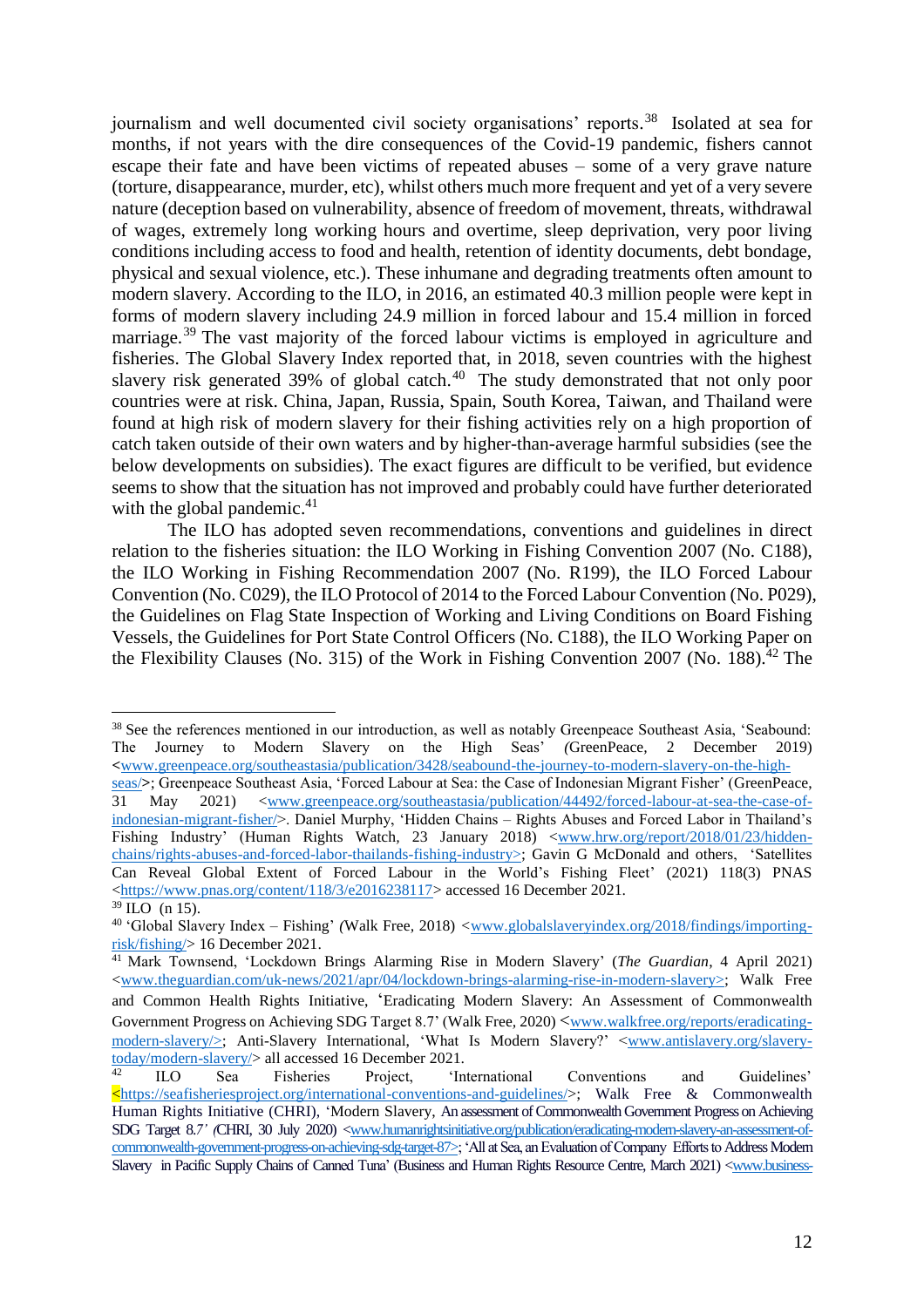journalism and well documented civil society organisations' reports.[38] Isolated at sea for months, if not years with the dire consequences of the Covid-19 pandemic, fishers cannot escape their fate and have been victims of repeated abuses – some of a very grave nature (torture, disappearance, murder, etc), whilst others much more frequent and yet of a very severe nature (deception based on vulnerability, absence of freedom of movement, threats, withdrawal of wages, extremely long working hours and overtime, sleep deprivation, very poor living conditions including access to food and health, retention of identity documents, debt bondage, physical and sexual violence, etc.). These inhumane and degrading treatments often amount to modern slavery. According to the ILO, in 2016, an estimated 40.3 million people were kept in forms of modern slavery including 24.9 million in forced labour and 15.4 million in forced marriage.[39] The vast majority of the forced labour victims is employed in agriculture and fisheries. The Global Slavery Index reported that, in 2018, seven countries with the highest slavery risk generated 39% of global catch.[40] The study demonstrated that not only poor countries were at risk. China, Japan, Russia, Spain, South Korea, Taiwan, and Thailand were found at high risk of modern slavery for their fishing activities rely on a high proportion of catch taken outside of their own waters and by higher-than-average harmful subsidies (see the below developments on subsidies). The exact figures are difficult to be verified, but evidence seems to show that the situation has not improved and probably could have further deteriorated with the global pandemic.[41]

The ILO has adopted seven recommendations, conventions and guidelines in direct relation to the fisheries situation: the ILO Working in Fishing Convention 2007 (No. C188), the ILO Working in Fishing Recommendation 2007 (No. R199), the ILO Forced Labour Convention (No. C029), the ILO Protocol of 2014 to the Forced Labour Convention (No. P029), the Guidelines on Flag State Inspection of Working and Living Conditions on Board Fishing Vessels, the Guidelines for Port State Control Officers (No. C188), the ILO Working Paper on the Flexibility Clauses (No. 315) of the Work in Fishing Convention 2007 (No. 188).[42] The

---

[38] See the references mentioned in our introduction, as well as notably Greenpeace Southeast Asia, 'Seabound: The Journey to Modern Slavery on the High Seas' (GreenPeace, 2 December 2019) <www.greenpeace.org/southeastasia/publication/3428/seabound-the-journey-to-modern-slavery-on-the-high-seas/>; Greenpeace Southeast Asia, 'Forced Labour at Sea: the Case of Indonesian Migrant Fisher' (GreenPeace, 31 May 2021) <www.greenpeace.org/southeastasia/publication/44492/forced-labour-at-sea-the-case-of-indonesian-migrant-fisher/>. Daniel Murphy, 'Hidden Chains – Rights Abuses and Forced Labor in Thailand's Fishing Industry' (Human Rights Watch, 23 January 2018) <www.hrw.org/report/2018/01/23/hidden-chains/rights-abuses-and-forced-labor-thailands-fishing-industry>; Gavin G McDonald and others, 'Satellites Can Reveal Global Extent of Forced Labour in the World's Fishing Fleet' (2021) 118(3) PNAS <https://www.pnas.org/content/118/3/e2016238117> accessed 16 December 2021.

[39] ILO (n 15).

[40] 'Global Slavery Index – Fishing' (Walk Free, 2018) <www.globalslaveryindex.org/2018/findings/importing-risk/fishing/> 16 December 2021.

[41] Mark Townsend, 'Lockdown Brings Alarming Rise in Modern Slavery' (*The Guardian*, 4 April 2021) <www.theguardian.com/uk-news/2021/apr/04/lockdown-brings-alarming-rise-in-modern-slavery>; Walk Free and Common Health Rights Initiative, 'Eradicating Modern Slavery: An Assessment of Commonwealth Government Progress on Achieving SDG Target 8.7' (Walk Free, 2020) <www.walkfree.org/reports/eradicating-modern-slavery/>; Anti-Slavery International, 'What Is Modern Slavery?' <www.antislavery.org/slavery-today/modern-slavery/> all accessed 16 December 2021.

[42] ILO Sea Fisheries Project, 'International Conventions and Guidelines' <https://seafisheriesproject.org/international-conventions-and-guidelines/>; Walk Free & Commonwealth Human Rights Initiative (CHRI), 'Modern Slavery, An assessment of Commonwealth Government Progress on Achieving SDG Target 8.7' (CHRI, 30 July 2020) <www.humanrightsinitiative.org/publication/eradicating-modern-slavery-an-assessment-of-commonwealth-government-progress-on-achieving-sdg-target-87>; 'All at Sea, an Evaluation of Company Efforts to Address Modern Slavery in Pacific Supply Chains of Canned Tuna' (Business and Human Rights Resource Centre, March 2021) <www.business-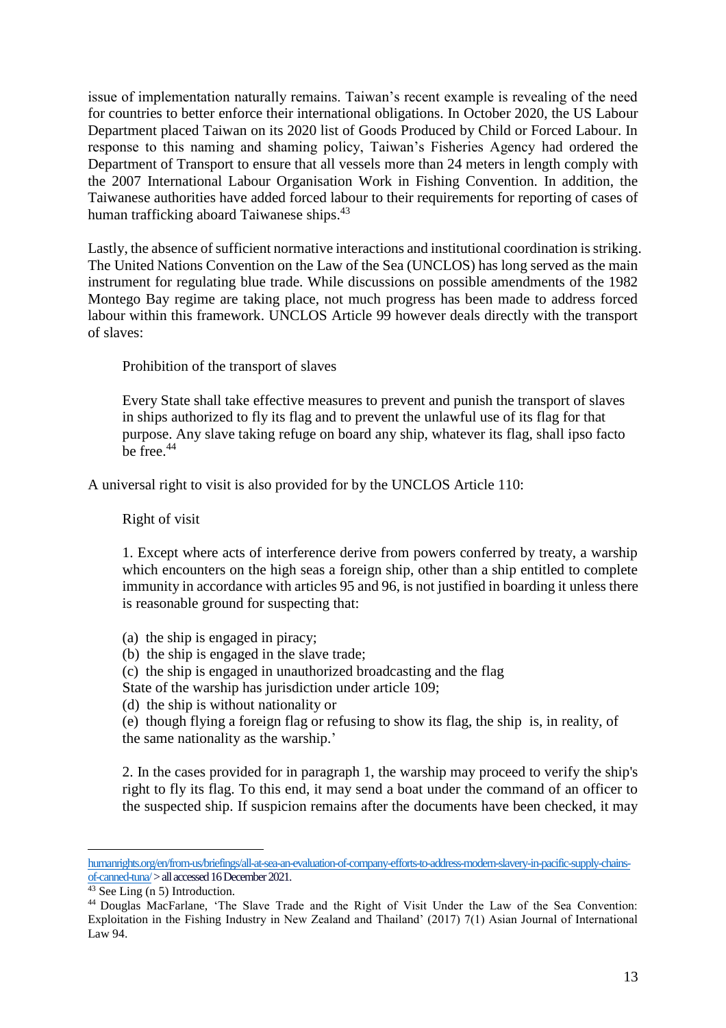issue of implementation naturally remains. Taiwan's recent example is revealing of the need for countries to better enforce their international obligations. In October 2020, the US Labour Department placed Taiwan on its 2020 list of Goods Produced by Child or Forced Labour. In response to this naming and shaming policy, Taiwan's Fisheries Agency had ordered the Department of Transport to ensure that all vessels more than 24 meters in length comply with the 2007 International Labour Organisation Work in Fishing Convention. In addition, the Taiwanese authorities have added forced labour to their requirements for reporting of cases of human trafficking aboard Taiwanese ships.[43]

Lastly, the absence of sufficient normative interactions and institutional coordination is striking. The United Nations Convention on the Law of the Sea (UNCLOS) has long served as the main instrument for regulating blue trade. While discussions on possible amendments of the 1982 Montego Bay regime are taking place, not much progress has been made to address forced labour within this framework. UNCLOS Article 99 however deals directly with the transport of slaves:

> Prohibition of the transport of slaves
>
> Every State shall take effective measures to prevent and punish the transport of slaves in ships authorized to fly its flag and to prevent the unlawful use of its flag for that purpose. Any slave taking refuge on board any ship, whatever its flag, shall ipso facto be free.[44]

A universal right to visit is also provided for by the UNCLOS Article 110:

> Right of visit
>
> 1. Except where acts of interference derive from powers conferred by treaty, a warship which encounters on the high seas a foreign ship, other than a ship entitled to complete immunity in accordance with articles 95 and 96, is not justified in boarding it unless there is reasonable ground for suspecting that:
>
> (a) the ship is engaged in piracy;
> (b) the ship is engaged in the slave trade;
> (c) the ship is engaged in unauthorized broadcasting and the flag State of the warship has jurisdiction under article 109;
> (d) the ship is without nationality or
> (e) though flying a foreign flag or refusing to show its flag, the ship is, in reality, of the same nationality as the warship.'
>
> 2. In the cases provided for in paragraph 1, the warship may proceed to verify the ship's right to fly its flag. To this end, it may send a boat under the command of an officer to the suspected ship. If suspicion remains after the documents have been checked, it may

---

humanrights.org/en/from-us/briefings/all-at-sea-an-evaluation-of-company-efforts-to-address-modern-slavery-in-pacific-supply-chains-of-canned-tuna/> all accessed 16 December 2021.

[43] See Ling (n 5) Introduction.

[44] Douglas MacFarlane, 'The Slave Trade and the Right of Visit Under the Law of the Sea Convention: Exploitation in the Fishing Industry in New Zealand and Thailand' (2017) 7(1) Asian Journal of International Law 94.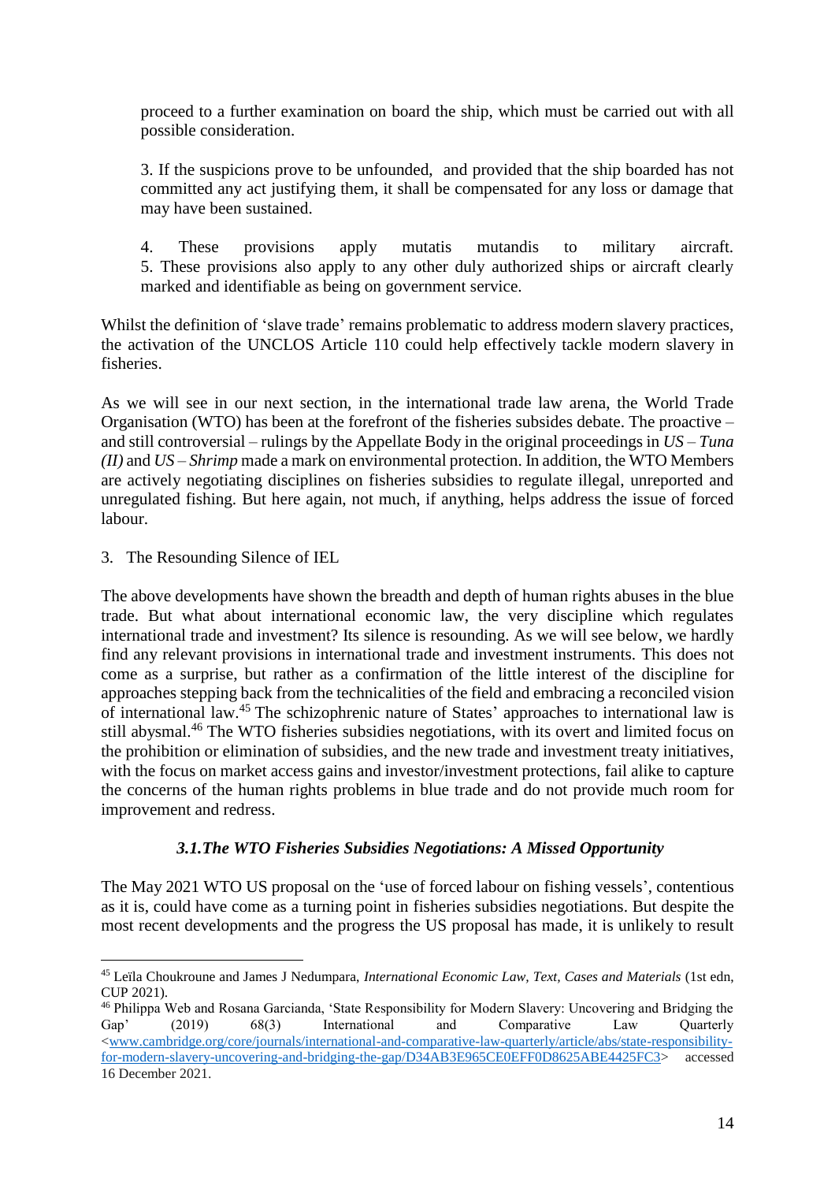proceed to a further examination on board the ship, which must be carried out with all possible consideration.

3. If the suspicions prove to be unfounded, and provided that the ship boarded has not committed any act justifying them, it shall be compensated for any loss or damage that may have been sustained.

4. These provisions apply mutatis mutandis to military aircraft.
5. These provisions also apply to any other duly authorized ships or aircraft clearly marked and identifiable as being on government service.

Whilst the definition of 'slave trade' remains problematic to address modern slavery practices, the activation of the UNCLOS Article 110 could help effectively tackle modern slavery in fisheries.

As we will see in our next section, in the international trade law arena, the World Trade Organisation (WTO) has been at the forefront of the fisheries subsides debate. The proactive – and still controversial – rulings by the Appellate Body in the original proceedings in *US – Tuna (II)* and *US – Shrimp* made a mark on environmental protection. In addition, the WTO Members are actively negotiating disciplines on fisheries subsidies to regulate illegal, unreported and unregulated fishing. But here again, not much, if anything, helps address the issue of forced labour.

3. The Resounding Silence of IEL

The above developments have shown the breadth and depth of human rights abuses in the blue trade. But what about international economic law, the very discipline which regulates international trade and investment? Its silence is resounding. As we will see below, we hardly find any relevant provisions in international trade and investment instruments. This does not come as a surprise, but rather as a confirmation of the little interest of the discipline for approaches stepping back from the technicalities of the field and embracing a reconciled vision of international law.[45] The schizophrenic nature of States' approaches to international law is still abysmal.[46] The WTO fisheries subsidies negotiations, with its overt and limited focus on the prohibition or elimination of subsidies, and the new trade and investment treaty initiatives, with the focus on market access gains and investor/investment protections, fail alike to capture the concerns of the human rights problems in blue trade and do not provide much room for improvement and redress.

### *3.1.The WTO Fisheries Subsidies Negotiations: A Missed Opportunity*

The May 2021 WTO US proposal on the 'use of forced labour on fishing vessels', contentious as it is, could have come as a turning point in fisheries subsidies negotiations. But despite the most recent developments and the progress the US proposal has made, it is unlikely to result

---

[45] Leïla Choukroune and James J Nedumpara, *International Economic Law, Text, Cases and Materials* (1st edn, CUP 2021).

[46] Philippa Web and Rosana Garcianda, 'State Responsibility for Modern Slavery: Uncovering and Bridging the Gap' (2019) 68(3) International and Comparative Law Quarterly <www.cambridge.org/core/journals/international-and-comparative-law-quarterly/article/abs/state-responsibility-for-modern-slavery-uncovering-and-bridging-the-gap/D34AB3E965CE0EFF0D8625ABE4425FC3> accessed 16 December 2021.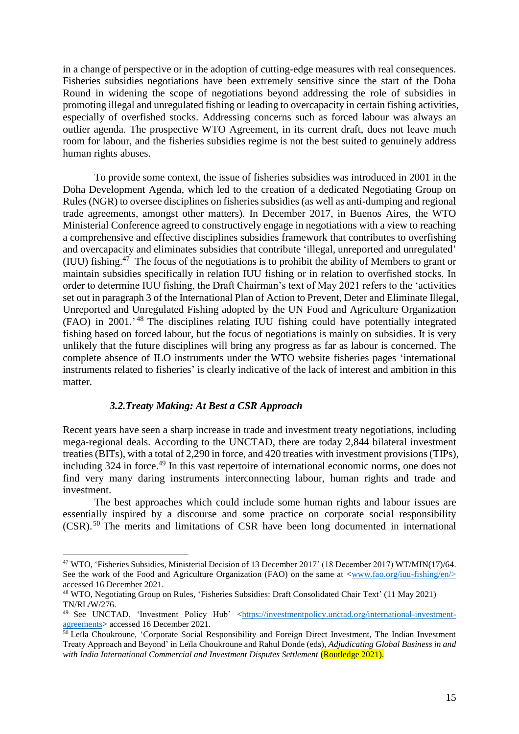in a change of perspective or in the adoption of cutting-edge measures with real consequences. Fisheries subsidies negotiations have been extremely sensitive since the start of the Doha Round in widening the scope of negotiations beyond addressing the role of subsidies in promoting illegal and unregulated fishing or leading to overcapacity in certain fishing activities, especially of overfished stocks. Addressing concerns such as forced labour was always an outlier agenda. The prospective WTO Agreement, in its current draft, does not leave much room for labour, and the fisheries subsidies regime is not the best suited to genuinely address human rights abuses.

To provide some context, the issue of fisheries subsidies was introduced in 2001 in the Doha Development Agenda, which led to the creation of a dedicated Negotiating Group on Rules (NGR) to oversee disciplines on fisheries subsidies (as well as anti-dumping and regional trade agreements, amongst other matters). In December 2017, in Buenos Aires, the WTO Ministerial Conference agreed to constructively engage in negotiations with a view to reaching a comprehensive and effective disciplines subsidies framework that contributes to overfishing and overcapacity and eliminates subsidies that contribute 'illegal, unreported and unregulated' (IUU) fishing.[47] The focus of the negotiations is to prohibit the ability of Members to grant or maintain subsidies specifically in relation IUU fishing or in relation to overfished stocks. In order to determine IUU fishing, the Draft Chairman's text of May 2021 refers to the 'activities set out in paragraph 3 of the International Plan of Action to Prevent, Deter and Eliminate Illegal, Unreported and Unregulated Fishing adopted by the UN Food and Agriculture Organization (FAO) in 2001.'[48] The disciplines relating IUU fishing could have potentially integrated fishing based on forced labour, but the focus of negotiations is mainly on subsidies. It is very unlikely that the future disciplines will bring any progress as far as labour is concerned. The complete absence of ILO instruments under the WTO website fisheries pages 'international instruments related to fisheries' is clearly indicative of the lack of interest and ambition in this matter.

### *3.2. Treaty Making: At Best a CSR Approach*

Recent years have seen a sharp increase in trade and investment treaty negotiations, including mega-regional deals. According to the UNCTAD, there are today 2,844 bilateral investment treaties (BITs), with a total of 2,290 in force, and 420 treaties with investment provisions (TIPs), including 324 in force.[49] In this vast repertoire of international economic norms, one does not find very many daring instruments interconnecting labour, human rights and trade and investment.

The best approaches which could include some human rights and labour issues are essentially inspired by a discourse and some practice on corporate social responsibility (CSR).[50] The merits and limitations of CSR have been long documented in international

---

[47] WTO, 'Fisheries Subsidies, Ministerial Decision of 13 December 2017' (18 December 2017) WT/MIN(17)/64. See the work of the Food and Agriculture Organization (FAO) on the same at <www.fao.org/iuu-fishing/en/> accessed 16 December 2021.

[48] WTO, Negotiating Group on Rules, 'Fisheries Subsidies: Draft Consolidated Chair Text' (11 May 2021) TN/RL/W/276.

[49] See UNCTAD, 'Investment Policy Hub' <https://investmentpolicy.unctad.org/international-investment-agreements> accessed 16 December 2021.

[50] Leïla Choukroune, 'Corporate Social Responsibility and Foreign Direct Investment, The Indian Investment Treaty Approach and Beyond' in Leïla Choukroune and Rahul Donde (eds), *Adjudicating Global Business in and with India International Commercial and Investment Disputes Settlement* (Routledge 2021).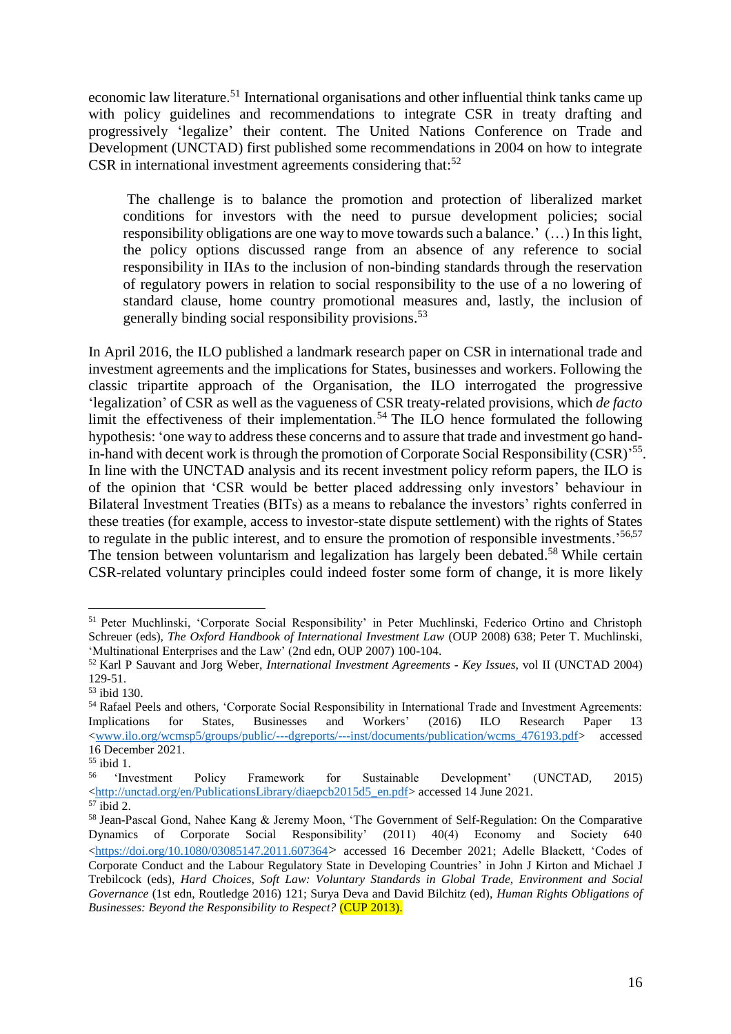economic law literature.[51] International organisations and other influential think tanks came up with policy guidelines and recommendations to integrate CSR in treaty drafting and progressively 'legalize' their content. The United Nations Conference on Trade and Development (UNCTAD) first published some recommendations in 2004 on how to integrate CSR in international investment agreements considering that:[52]

> The challenge is to balance the promotion and protection of liberalized market conditions for investors with the need to pursue development policies; social responsibility obligations are one way to move towards such a balance.' (…) In this light, the policy options discussed range from an absence of any reference to social responsibility in IIAs to the inclusion of non-binding standards through the reservation of regulatory powers in relation to social responsibility to the use of a no lowering of standard clause, home country promotional measures and, lastly, the inclusion of generally binding social responsibility provisions.[53]

In April 2016, the ILO published a landmark research paper on CSR in international trade and investment agreements and the implications for States, businesses and workers. Following the classic tripartite approach of the Organisation, the ILO interrogated the progressive 'legalization' of CSR as well as the vagueness of CSR treaty-related provisions, which *de facto* limit the effectiveness of their implementation.[54] The ILO hence formulated the following hypothesis: 'one way to address these concerns and to assure that trade and investment go hand-in-hand with decent work is through the promotion of Corporate Social Responsibility (CSR)'[55]. In line with the UNCTAD analysis and its recent investment policy reform papers, the ILO is of the opinion that 'CSR would be better placed addressing only investors' behaviour in Bilateral Investment Treaties (BITs) as a means to rebalance the investors' rights conferred in these treaties (for example, access to investor-state dispute settlement) with the rights of States to regulate in the public interest, and to ensure the promotion of responsible investments.'[56,57] The tension between voluntarism and legalization has largely been debated.[58] While certain CSR-related voluntary principles could indeed foster some form of change, it is more likely

---

[51] Peter Muchlinski, 'Corporate Social Responsibility' in Peter Muchlinski, Federico Ortino and Christoph Schreuer (eds), *The Oxford Handbook of International Investment Law* (OUP 2008) 638; Peter T. Muchlinski, 'Multinational Enterprises and the Law' (2nd edn, OUP 2007) 100-104.

[52] Karl P Sauvant and Jorg Weber, *International Investment Agreements - Key Issues*, vol II (UNCTAD 2004) 129-51.

[53] ibid 130.

[54] Rafael Peels and others, 'Corporate Social Responsibility in International Trade and Investment Agreements: Implications for States, Businesses and Workers' (2016) ILO Research Paper 13 <www.ilo.org/wcmsp5/groups/public/---dgreports/---inst/documents/publication/wcms_476193.pdf> accessed 16 December 2021.

[55] ibid 1.

[56] 'Investment Policy Framework for Sustainable Development' (UNCTAD, 2015) <http://unctad.org/en/PublicationsLibrary/diaepcb2015d5_en.pdf> accessed 14 June 2021.

[57] ibid 2.

[58] Jean-Pascal Gond, Nahee Kang & Jeremy Moon, 'The Government of Self-Regulation: On the Comparative Dynamics of Corporate Social Responsibility' (2011) 40(4) Economy and Society 640 <https://doi.org/10.1080/03085147.2011.607364> accessed 16 December 2021; Adelle Blackett, 'Codes of Corporate Conduct and the Labour Regulatory State in Developing Countries' in John J Kirton and Michael J Trebilcock (eds), *Hard Choices, Soft Law: Voluntary Standards in Global Trade, Environment and Social Governance* (1st edn, Routledge 2016) 121; Surya Deva and David Bilchitz (ed), *Human Rights Obligations of Businesses: Beyond the Responsibility to Respect?* (CUP 2013).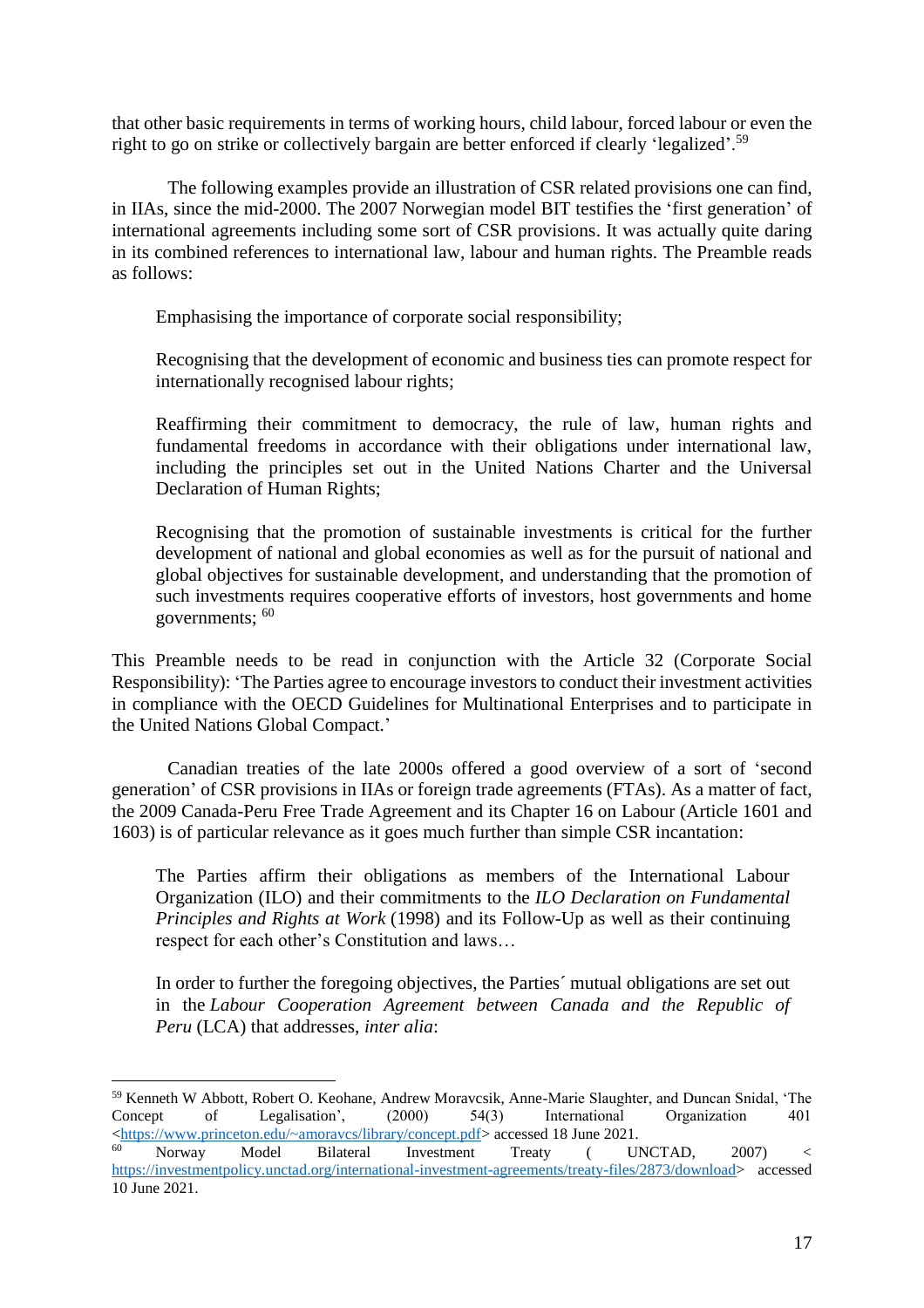that other basic requirements in terms of working hours, child labour, forced labour or even the right to go on strike or collectively bargain are better enforced if clearly 'legalized'.[59]

The following examples provide an illustration of CSR related provisions one can find, in IIAs, since the mid-2000. The 2007 Norwegian model BIT testifies the 'first generation' of international agreements including some sort of CSR provisions. It was actually quite daring in its combined references to international law, labour and human rights. The Preamble reads as follows:

> Emphasising the importance of corporate social responsibility;
>
> Recognising that the development of economic and business ties can promote respect for internationally recognised labour rights;
>
> Reaffirming their commitment to democracy, the rule of law, human rights and fundamental freedoms in accordance with their obligations under international law, including the principles set out in the United Nations Charter and the Universal Declaration of Human Rights;
>
> Recognising that the promotion of sustainable investments is critical for the further development of national and global economies as well as for the pursuit of national and global objectives for sustainable development, and understanding that the promotion of such investments requires cooperative efforts of investors, host governments and home governments; [60]

This Preamble needs to be read in conjunction with the Article 32 (Corporate Social Responsibility): 'The Parties agree to encourage investors to conduct their investment activities in compliance with the OECD Guidelines for Multinational Enterprises and to participate in the United Nations Global Compact.'

Canadian treaties of the late 2000s offered a good overview of a sort of 'second generation' of CSR provisions in IIAs or foreign trade agreements (FTAs). As a matter of fact, the 2009 Canada-Peru Free Trade Agreement and its Chapter 16 on Labour (Article 1601 and 1603) is of particular relevance as it goes much further than simple CSR incantation:

> The Parties affirm their obligations as members of the International Labour Organization (ILO) and their commitments to the *ILO Declaration on Fundamental Principles and Rights at Work* (1998) and its Follow-Up as well as their continuing respect for each other's Constitution and laws…
>
> In order to further the foregoing objectives, the Parties´ mutual obligations are set out in the *Labour Cooperation Agreement between Canada and the Republic of Peru* (LCA) that addresses, *inter alia*:

---

[59] Kenneth W Abbott, Robert O. Keohane, Andrew Moravcsik, Anne-Marie Slaughter, and Duncan Snidal, 'The Concept of Legalisation', (2000) 54(3) International Organization 401 <https://www.princeton.edu/~amoravcs/library/concept.pdf> accessed 18 June 2021.

[60] Norway Model Bilateral Investment Treaty ( UNCTAD, 2007) < https://investmentpolicy.unctad.org/international-agreements/treaty-files/2873/download> accessed 10 June 2021.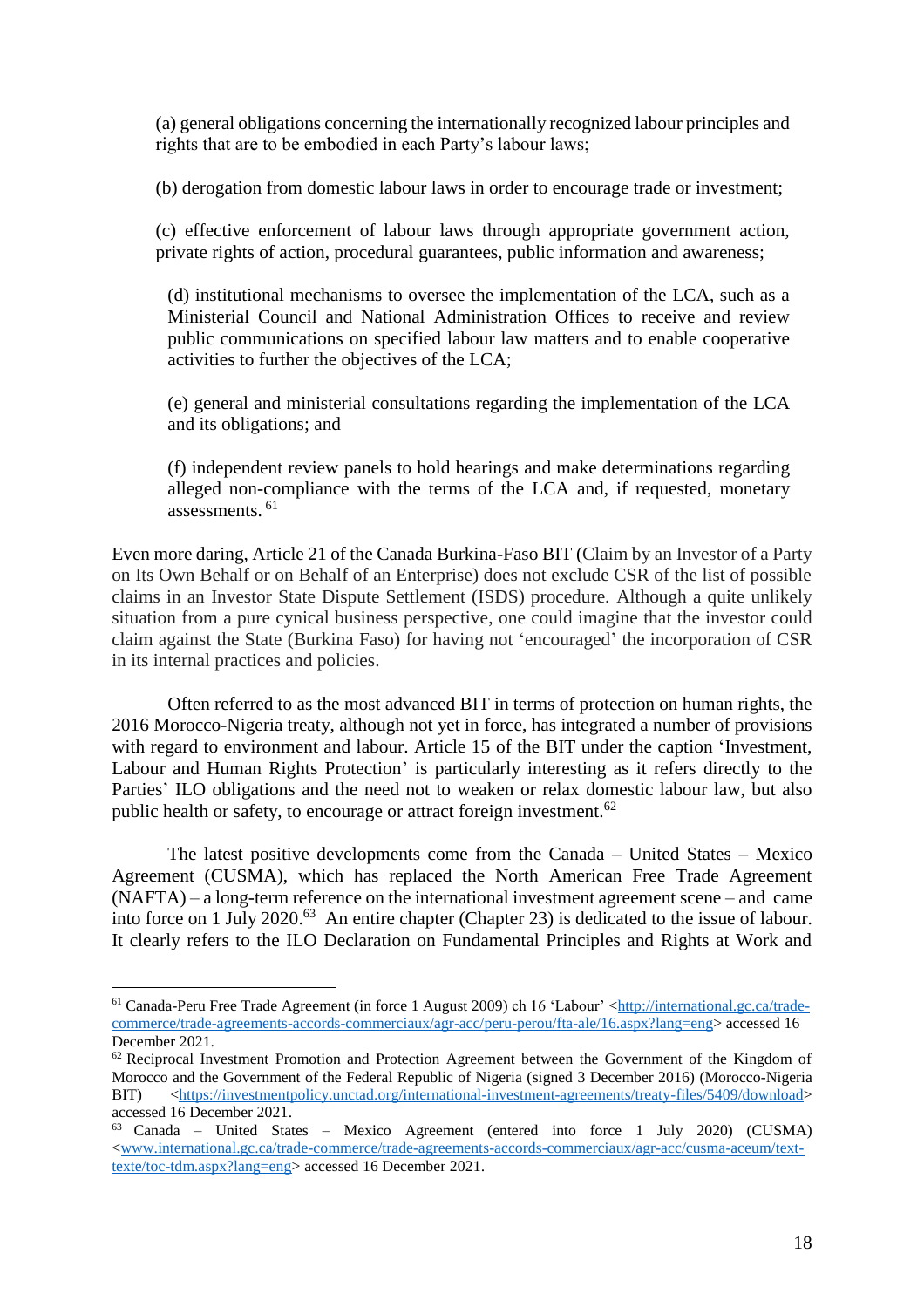(a) general obligations concerning the internationally recognized labour principles and rights that are to be embodied in each Party's labour laws;

(b) derogation from domestic labour laws in order to encourage trade or investment;

(c) effective enforcement of labour laws through appropriate government action, private rights of action, procedural guarantees, public information and awareness;

(d) institutional mechanisms to oversee the implementation of the LCA, such as a Ministerial Council and National Administration Offices to receive and review public communications on specified labour law matters and to enable cooperative activities to further the objectives of the LCA;

(e) general and ministerial consultations regarding the implementation of the LCA and its obligations; and

(f) independent review panels to hold hearings and make determinations regarding alleged non-compliance with the terms of the LCA and, if requested, monetary assessments. [61]

Even more daring, Article 21 of the Canada Burkina-Faso BIT (Claim by an Investor of a Party on Its Own Behalf or on Behalf of an Enterprise) does not exclude CSR of the list of possible claims in an Investor State Dispute Settlement (ISDS) procedure. Although a quite unlikely situation from a pure cynical business perspective, one could imagine that the investor could claim against the State (Burkina Faso) for having not 'encouraged' the incorporation of CSR in its internal practices and policies.

Often referred to as the most advanced BIT in terms of protection on human rights, the 2016 Morocco-Nigeria treaty, although not yet in force, has integrated a number of provisions with regard to environment and labour. Article 15 of the BIT under the caption 'Investment, Labour and Human Rights Protection' is particularly interesting as it refers directly to the Parties' ILO obligations and the need not to weaken or relax domestic labour law, but also public health or safety, to encourage or attract foreign investment.[62]

The latest positive developments come from the Canada – United States – Mexico Agreement (CUSMA), which has replaced the North American Free Trade Agreement (NAFTA) – a long-term reference on the international investment agreement scene – and came into force on 1 July 2020.[63] An entire chapter (Chapter 23) is dedicated to the issue of labour. It clearly refers to the ILO Declaration on Fundamental Principles and Rights at Work and

---

[61] Canada-Peru Free Trade Agreement (in force 1 August 2009) ch 16 'Labour' <http://international.gc.ca/trade-commerce/trade-agreements-accords-commerciaux/agr-acc/peru-perou/fta-ale/16.aspx?lang=eng> accessed 16 December 2021.

[62] Reciprocal Investment Promotion and Protection Agreement between the Government of the Kingdom of Morocco and the Government of the Federal Republic of Nigeria (signed 3 December 2016) (Morocco-Nigeria BIT) <https://investmentpolicy.unctad.org/international-investment-agreements/treaty-files/5409/download> accessed 16 December 2021.

[63] Canada – United States – Mexico Agreement (entered into force 1 July 2020) (CUSMA) <www.international.gc.ca/trade-commerce/trade-agreements-accords-commerciaux/agr-acc/cusma-aceum/text-texte/toc-tdm.aspx?lang=eng> accessed 16 December 2021.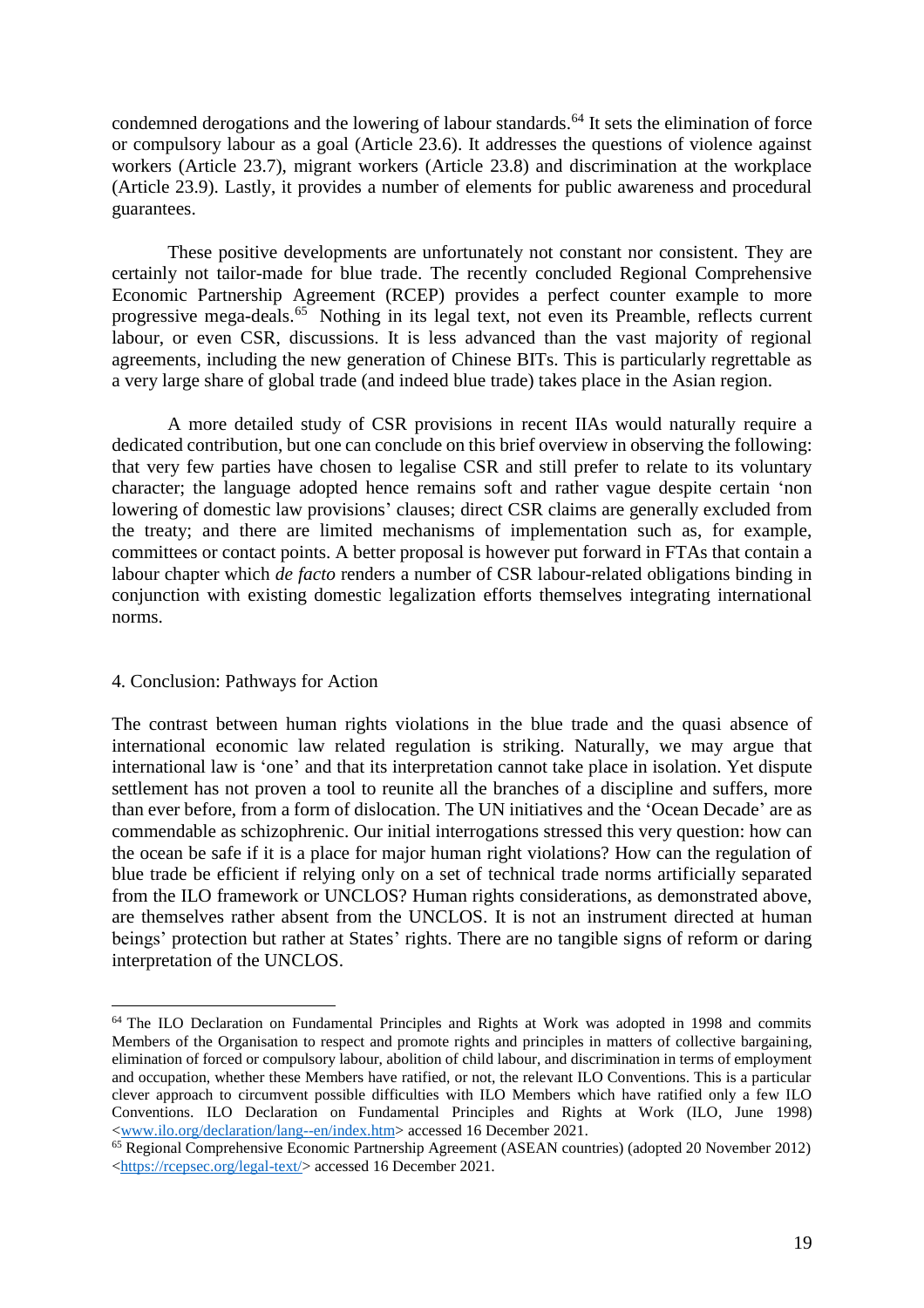condemned derogations and the lowering of labour standards.[64] It sets the elimination of force or compulsory labour as a goal (Article 23.6). It addresses the questions of violence against workers (Article 23.7), migrant workers (Article 23.8) and discrimination at the workplace (Article 23.9). Lastly, it provides a number of elements for public awareness and procedural guarantees.

These positive developments are unfortunately not constant nor consistent. They are certainly not tailor-made for blue trade. The recently concluded Regional Comprehensive Economic Partnership Agreement (RCEP) provides a perfect counter example to more progressive mega-deals.[65] Nothing in its legal text, not even its Preamble, reflects current labour, or even CSR, discussions. It is less advanced than the vast majority of regional agreements, including the new generation of Chinese BITs. This is particularly regrettable as a very large share of global trade (and indeed blue trade) takes place in the Asian region.

A more detailed study of CSR provisions in recent IIAs would naturally require a dedicated contribution, but one can conclude on this brief overview in observing the following: that very few parties have chosen to legalise CSR and still prefer to relate to its voluntary character; the language adopted hence remains soft and rather vague despite certain 'non lowering of domestic law provisions' clauses; direct CSR claims are generally excluded from the treaty; and there are limited mechanisms of implementation such as, for example, committees or contact points. A better proposal is however put forward in FTAs that contain a labour chapter which *de facto* renders a number of CSR labour-related obligations binding in conjunction with existing domestic legalization efforts themselves integrating international norms.

## 4. Conclusion: Pathways for Action

The contrast between human rights violations in the blue trade and the quasi absence of international economic law related regulation is striking. Naturally, we may argue that international law is 'one' and that its interpretation cannot take place in isolation. Yet dispute settlement has not proven a tool to reunite all the branches of a discipline and suffers, more than ever before, from a form of dislocation. The UN initiatives and the 'Ocean Decade' are as commendable as schizophrenic. Our initial interrogations stressed this very question: how can the ocean be safe if it is a place for major human right violations? How can the regulation of blue trade be efficient if relying only on a set of technical trade norms artificially separated from the ILO framework or UNCLOS? Human rights considerations, as demonstrated above, are themselves rather absent from the UNCLOS. It is not an instrument directed at human beings' protection but rather at States' rights. There are no tangible signs of reform or daring interpretation of the UNCLOS.

---

[64] The ILO Declaration on Fundamental Principles and Rights at Work was adopted in 1998 and commits Members of the Organisation to respect and promote rights and principles in matters of collective bargaining, elimination of forced or compulsory labour, abolition of child labour, and discrimination in terms of employment and occupation, whether these Members have ratified, or not, the relevant ILO Conventions. This is a particular clever approach to circumvent possible difficulties with ILO Members which have ratified only a few ILO Conventions. ILO Declaration on Fundamental Principles and Rights at Work (ILO, June 1998) <www.ilo.org/declaration/lang--en/index.htm> accessed 16 December 2021.

[65] Regional Comprehensive Economic Partnership Agreement (ASEAN countries) (adopted 20 November 2012) <https://rcepsec.org/legal-text/> accessed 16 December 2021.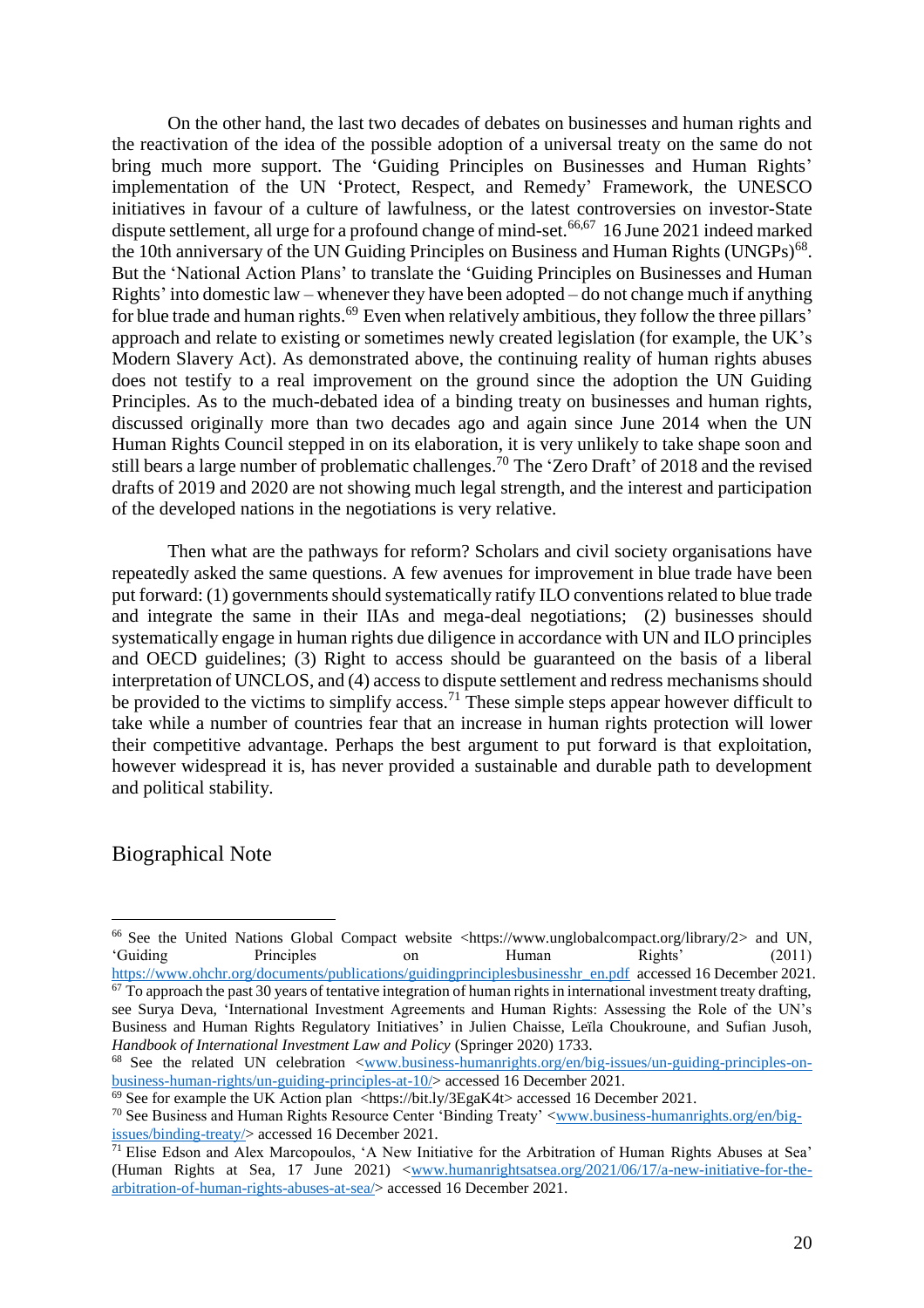On the other hand, the last two decades of debates on businesses and human rights and the reactivation of the idea of the possible adoption of a universal treaty on the same do not bring much more support. The 'Guiding Principles on Businesses and Human Rights' implementation of the UN 'Protect, Respect, and Remedy' Framework, the UNESCO initiatives in favour of a culture of lawfulness, or the latest controversies on investor-State dispute settlement, all urge for a profound change of mind-set.[66,67] 16 June 2021 indeed marked the 10th anniversary of the UN Guiding Principles on Business and Human Rights (UNGPs)[68]. But the 'National Action Plans' to translate the 'Guiding Principles on Businesses and Human Rights' into domestic law – whenever they have been adopted – do not change much if anything for blue trade and human rights.[69] Even when relatively ambitious, they follow the three pillars' approach and relate to existing or sometimes newly created legislation (for example, the UK's Modern Slavery Act). As demonstrated above, the continuing reality of human rights abuses does not testify to a real improvement on the ground since the adoption the UN Guiding Principles. As to the much-debated idea of a binding treaty on businesses and human rights, discussed originally more than two decades ago and again since June 2014 when the UN Human Rights Council stepped in on its elaboration, it is very unlikely to take shape soon and still bears a large number of problematic challenges.[70] The 'Zero Draft' of 2018 and the revised drafts of 2019 and 2020 are not showing much legal strength, and the interest and participation of the developed nations in the negotiations is very relative.

Then what are the pathways for reform? Scholars and civil society organisations have repeatedly asked the same questions. A few avenues for improvement in blue trade have been put forward: (1) governments should systematically ratify ILO conventions related to blue trade and integrate the same in their IIAs and mega-deal negotiations; (2) businesses should systematically engage in human rights due diligence in accordance with UN and ILO principles and OECD guidelines; (3) Right to access should be guaranteed on the basis of a liberal interpretation of UNCLOS, and (4) access to dispute settlement and redress mechanisms should be provided to the victims to simplify access.[71] These simple steps appear however difficult to take while a number of countries fear that an increase in human rights protection will lower their competitive advantage. Perhaps the best argument to put forward is that exploitation, however widespread it is, has never provided a sustainable and durable path to development and political stability.

## Biographical Note

---

[66] See the United Nations Global Compact website <https://www.unglobalcompact.org/library/2> and UN, 'Guiding Principles on Human Rights' (2011) https://www.ohchr.org/documents/publications/guidingprinciplesbusinesshr_en.pdf accessed 16 December 2021.

[67] To approach the past 30 years of tentative integration of human rights in international investment treaty drafting, see Surya Deva, 'International Investment Agreements and Human Rights: Assessing the Role of the UN's Business and Human Rights Regulatory Initiatives' in Julien Chaisse, Leïla Choukroune, and Sufian Jusoh, *Handbook of International Investment Law and Policy* (Springer 2020) 1733.

[68] See the related UN celebration <www.business-humanrights.org/en/big-issues/un-guiding-principles-on-business-human-rights/un-guiding-principles-at-10/> accessed 16 December 2021.

[69] See for example the UK Action plan <https://bit.ly/3EgaK4t> accessed 16 December 2021.

[70] See Business and Human Rights Resource Center 'Binding Treaty' <www.business-humanrights.org/en/big-issues/binding-treaty/> accessed 16 December 2021.

[71] Elise Edson and Alex Marcopoulos, 'A New Initiative for the Arbitration of Human Rights Abuses at Sea' (Human Rights at Sea, 17 June 2021) <www.humanrightsatsea.org/2021/06/17/a-new-initiative-for-the-arbitration-of-human-rights-abuses-at-sea/> accessed 16 December 2021.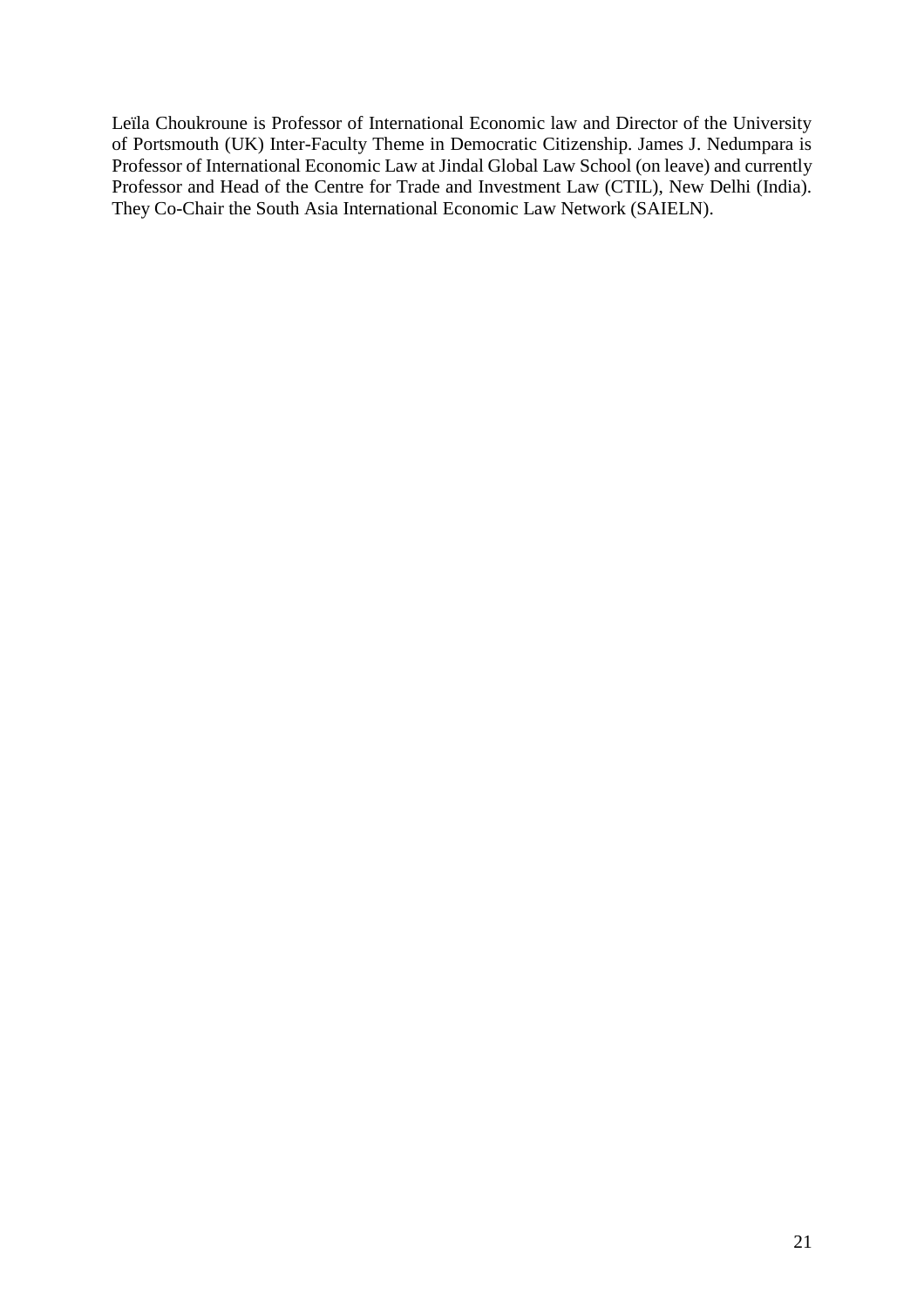Leïla Choukroune is Professor of International Economic law and Director of the University of Portsmouth (UK) Inter-Faculty Theme in Democratic Citizenship. James J. Nedumpara is Professor of International Economic Law at Jindal Global Law School (on leave) and currently Professor and Head of the Centre for Trade and Investment Law (CTIL), New Delhi (India). They Co-Chair the South Asia International Economic Law Network (SAIELN).